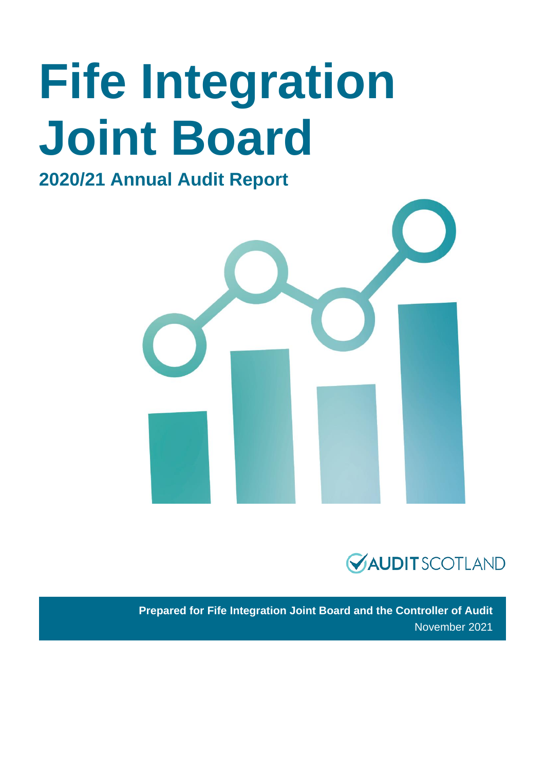# Fife Integration Joint Board

## 2020/21 Annual Audit Report

AUDIT SCOTLAND

**Prepared for Fife Integration Joint Board and the Controller of Audit**

November 2021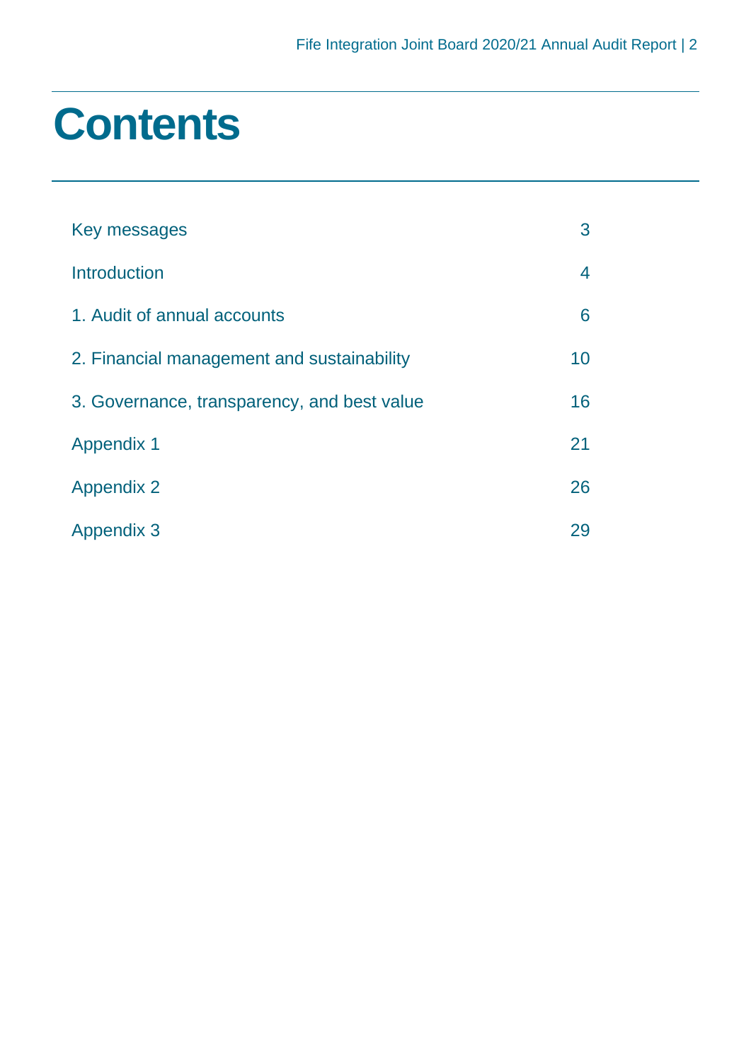# Contents

| | |
|---|---|
| Key messages | 3 |
| Introduction | 4 |
| 1. Audit of annual accounts | 6 |
| 2. Financial management and sustainability | 10 |
| 3. Governance, transparency, and best value | 16 |
| Appendix 1 | 21 |
| Appendix 2 | 26 |
| Appendix 3 | 29 |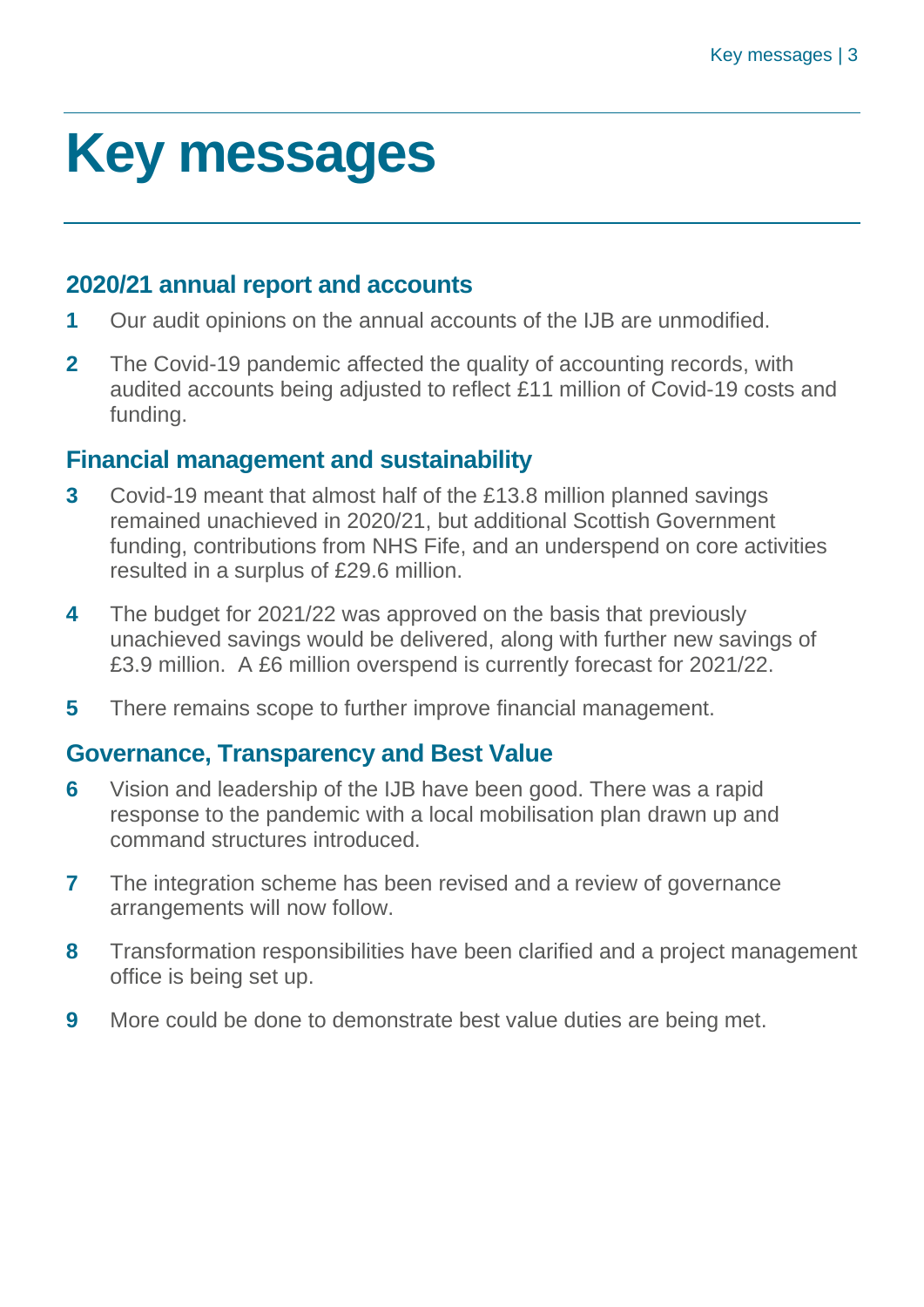# Key messages

## 2020/21 annual report and accounts

1. Our audit opinions on the annual accounts of the IJB are unmodified.
2. The Covid-19 pandemic affected the quality of accounting records, with audited accounts being adjusted to reflect £11 million of Covid-19 costs and funding.

## Financial management and sustainability

3. Covid-19 meant that almost half of the £13.8 million planned savings remained unachieved in 2020/21, but additional Scottish Government funding, contributions from NHS Fife, and an underspend on core activities resulted in a surplus of £29.6 million.
4. The budget for 2021/22 was approved on the basis that previously unachieved savings would be delivered, along with further new savings of £3.9 million. A £6 million overspend is currently forecast for 2021/22.
5. There remains scope to further improve financial management.

## Governance, Transparency and Best Value

6. Vision and leadership of the IJB have been good. There was a rapid response to the pandemic with a local mobilisation plan drawn up and command structures introduced.
7. The integration scheme has been revised and a review of governance arrangements will now follow.
8. Transformation responsibilities have been clarified and a project management office is being set up.
9. More could be done to demonstrate best value duties are being met.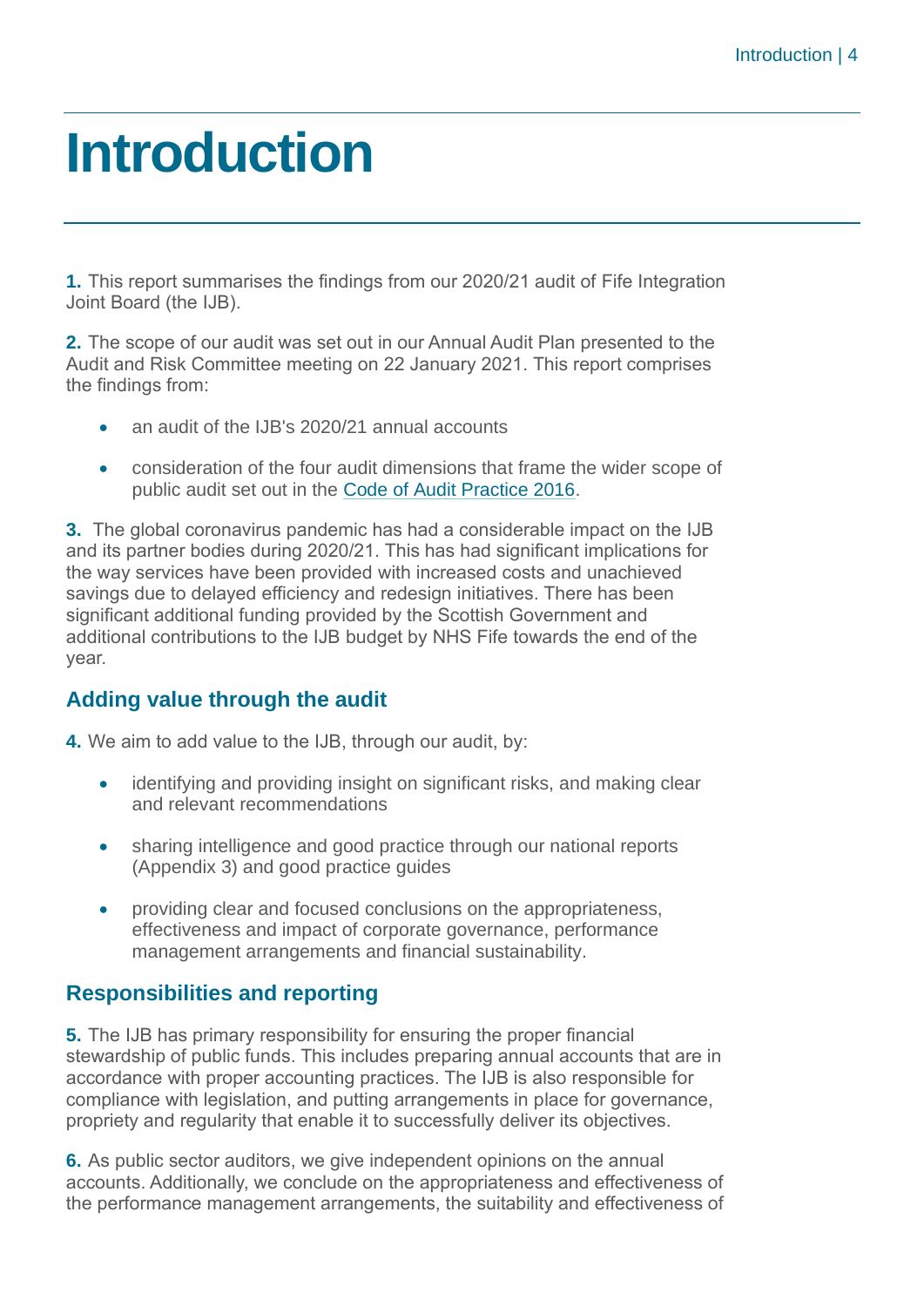# Introduction

**1.** This report summarises the findings from our 2020/21 audit of Fife Integration Joint Board (the IJB).

**2.** The scope of our audit was set out in our Annual Audit Plan presented to the Audit and Risk Committee meeting on 22 January 2021. This report comprises the findings from:

- an audit of the IJB's 2020/21 annual accounts
- consideration of the four audit dimensions that frame the wider scope of public audit set out in the Code of Audit Practice 2016.

**3.** The global coronavirus pandemic has had a considerable impact on the IJB and its partner bodies during 2020/21. This has had significant implications for the way services have been provided with increased costs and unachieved savings due to delayed efficiency and redesign initiatives. There has been significant additional funding provided by the Scottish Government and additional contributions to the IJB budget by NHS Fife towards the end of the year.

## Adding value through the audit

**4.** We aim to add value to the IJB, through our audit, by:

- identifying and providing insight on significant risks, and making clear and relevant recommendations
- sharing intelligence and good practice through our national reports (Appendix 3) and good practice guides
- providing clear and focused conclusions on the appropriateness, effectiveness and impact of corporate governance, performance management arrangements and financial sustainability.

## Responsibilities and reporting

**5.** The IJB has primary responsibility for ensuring the proper financial stewardship of public funds. This includes preparing annual accounts that are in accordance with proper accounting practices. The IJB is also responsible for compliance with legislation, and putting arrangements in place for governance, propriety and regularity that enable it to successfully deliver its objectives.

**6.** As public sector auditors, we give independent opinions on the annual accounts. Additionally, we conclude on the appropriateness and effectiveness of the performance management arrangements, the suitability and effectiveness of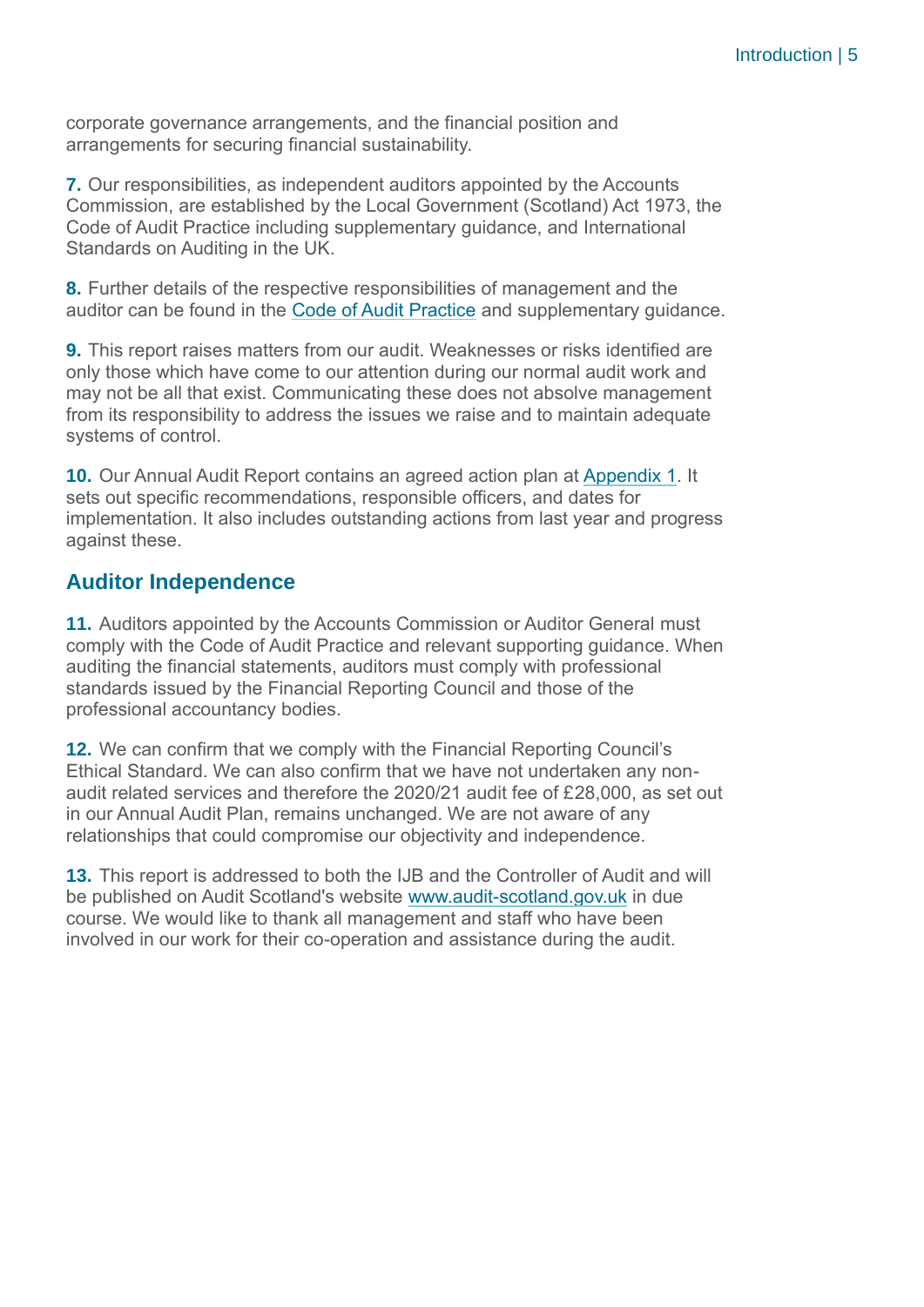corporate governance arrangements, and the financial position and arrangements for securing financial sustainability.

**7.** Our responsibilities, as independent auditors appointed by the Accounts Commission, are established by the Local Government (Scotland) Act 1973, the Code of Audit Practice including supplementary guidance, and International Standards on Auditing in the UK.

**8.** Further details of the respective responsibilities of management and the auditor can be found in the Code of Audit Practice and supplementary guidance.

**9.** This report raises matters from our audit. Weaknesses or risks identified are only those which have come to our attention during our normal audit work and may not be all that exist. Communicating these does not absolve management from its responsibility to address the issues we raise and to maintain adequate systems of control.

**10.** Our Annual Audit Report contains an agreed action plan at Appendix 1. It sets out specific recommendations, responsible officers, and dates for implementation. It also includes outstanding actions from last year and progress against these.

## Auditor Independence

**11.** Auditors appointed by the Accounts Commission or Auditor General must comply with the Code of Audit Practice and relevant supporting guidance. When auditing the financial statements, auditors must comply with professional standards issued by the Financial Reporting Council and those of the professional accountancy bodies.

**12.** We can confirm that we comply with the Financial Reporting Council's Ethical Standard. We can also confirm that we have not undertaken any non-audit related services and therefore the 2020/21 audit fee of £28,000, as set out in our Annual Audit Plan, remains unchanged. We are not aware of any relationships that could compromise our objectivity and independence.

**13.** This report is addressed to both the IJB and the Controller of Audit and will be published on Audit Scotland's website www.audit-scotland.gov.uk in due course. We would like to thank all management and staff who have been involved in our work for their co-operation and assistance during the audit.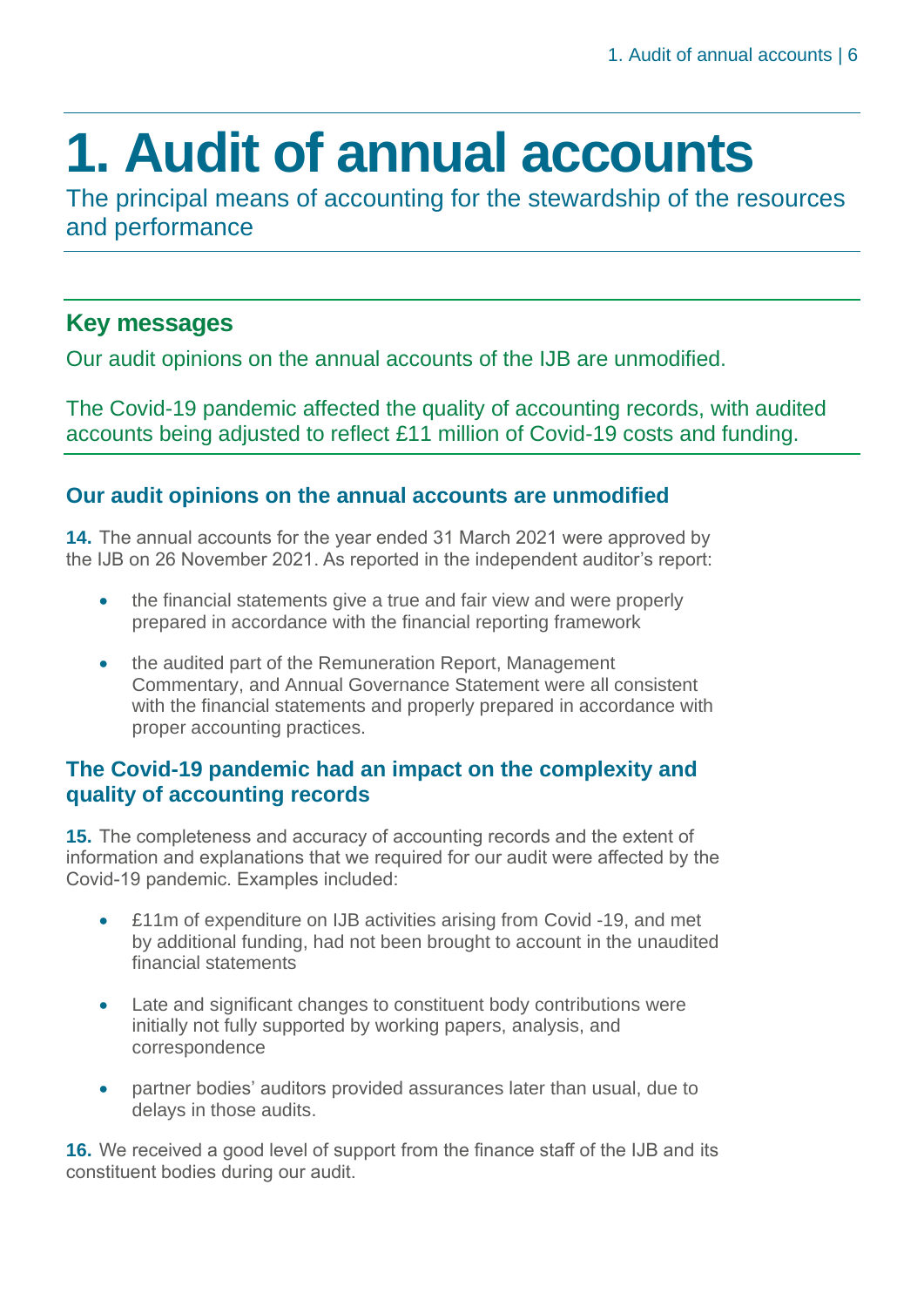# 1. Audit of annual accounts

The principal means of accounting for the stewardship of the resources and performance

## Key messages

Our audit opinions on the annual accounts of the IJB are unmodified.

The Covid-19 pandemic affected the quality of accounting records, with audited accounts being adjusted to reflect £11 million of Covid-19 costs and funding.

### Our audit opinions on the annual accounts are unmodified

**14.** The annual accounts for the year ended 31 March 2021 were approved by the IJB on 26 November 2021. As reported in the independent auditor's report:

- the financial statements give a true and fair view and were properly prepared in accordance with the financial reporting framework
- the audited part of the Remuneration Report, Management Commentary, and Annual Governance Statement were all consistent with the financial statements and properly prepared in accordance with proper accounting practices.

### The Covid-19 pandemic had an impact on the complexity and quality of accounting records

**15.** The completeness and accuracy of accounting records and the extent of information and explanations that we required for our audit were affected by the Covid-19 pandemic. Examples included:

- £11m of expenditure on IJB activities arising from Covid -19, and met by additional funding, had not been brought to account in the unaudited financial statements
- Late and significant changes to constituent body contributions were initially not fully supported by working papers, analysis, and correspondence
- partner bodies' auditors provided assurances later than usual, due to delays in those audits.

**16.** We received a good level of support from the finance staff of the IJB and its constituent bodies during our audit.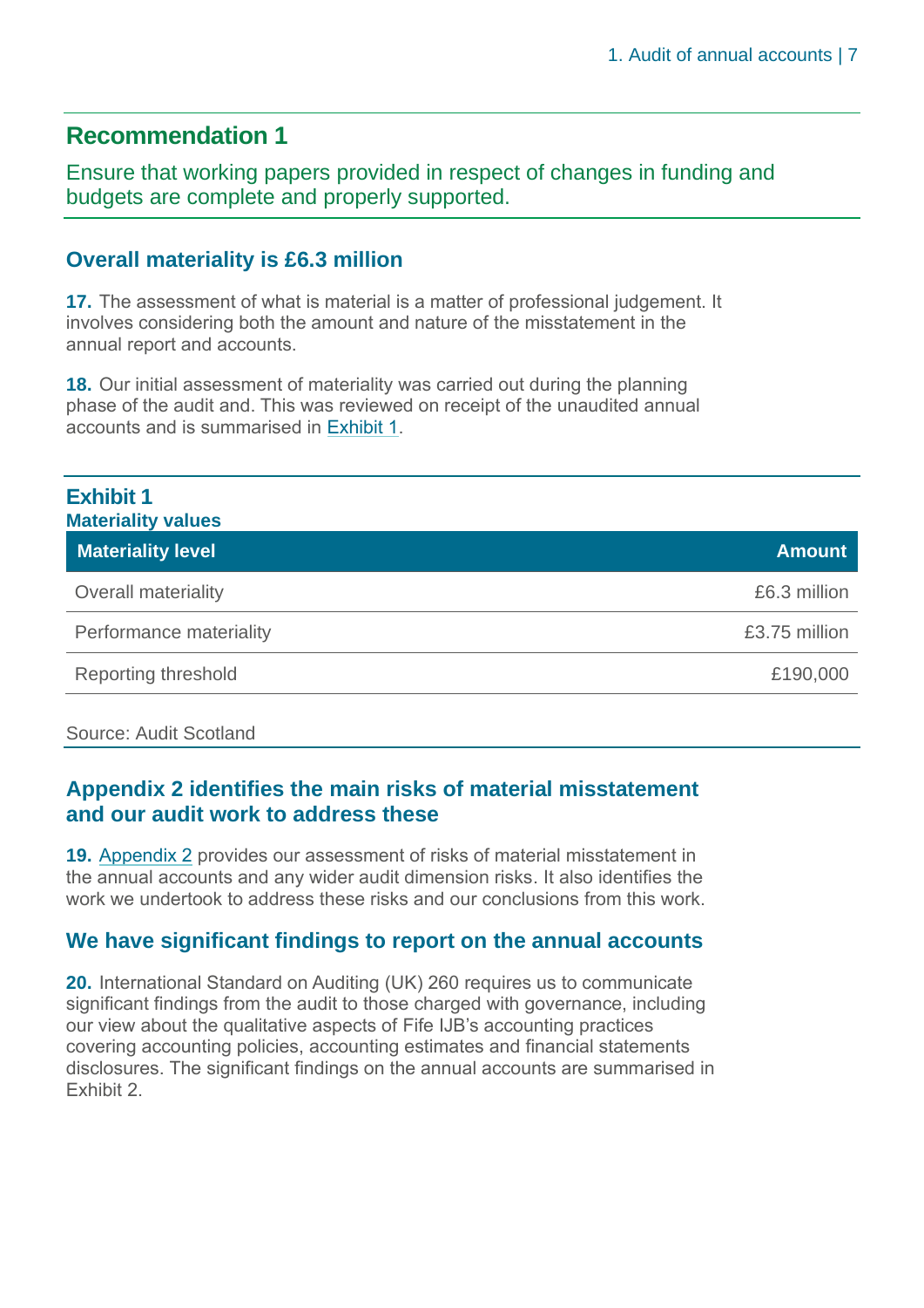## Recommendation 1

Ensure that working papers provided in respect of changes in funding and budgets are complete and properly supported.

### Overall materiality is £6.3 million

**17.** The assessment of what is material is a matter of professional judgement. It involves considering both the amount and nature of the misstatement in the annual report and accounts.

**18.** Our initial assessment of materiality was carried out during the planning phase of the audit and. This was reviewed on receipt of the unaudited annual accounts and is summarised in Exhibit 1.

**Exhibit 1**
**Materiality values**

| Materiality level | Amount |
|---|---|
| Overall materiality | £6.3 million |
| Performance materiality | £3.75 million |
| Reporting threshold | £190,000 |

Source: Audit Scotland

### Appendix 2 identifies the main risks of material misstatement and our audit work to address these

**19.** Appendix 2 provides our assessment of risks of material misstatement in the annual accounts and any wider audit dimension risks. It also identifies the work we undertook to address these risks and our conclusions from this work.

### We have significant findings to report on the annual accounts

**20.** International Standard on Auditing (UK) 260 requires us to communicate significant findings from the audit to those charged with governance, including our view about the qualitative aspects of Fife IJB's accounting practices covering accounting policies, accounting estimates and financial statements disclosures. The significant findings on the annual accounts are summarised in Exhibit 2.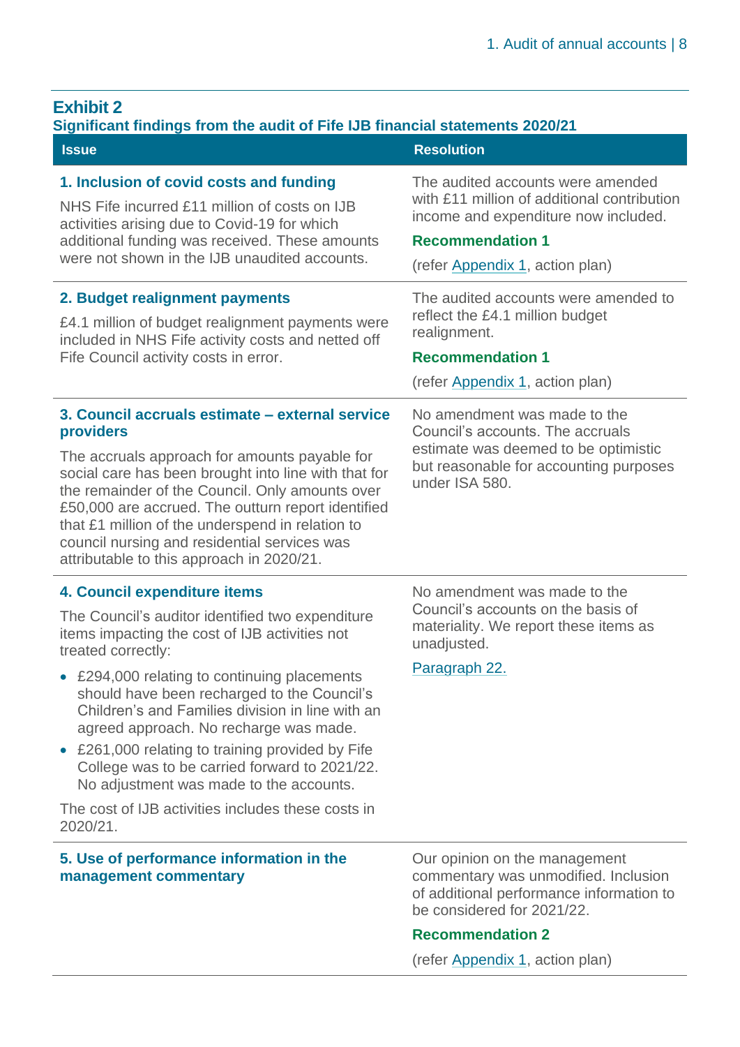## Exhibit 2

### Significant findings from the audit of Fife IJB financial statements 2020/21

| Issue | Resolution |
|---|---|
| **1. Inclusion of covid costs and funding**<br><br>NHS Fife incurred £11 million of costs on IJB activities arising due to Covid-19 for which additional funding was received. These amounts were not shown in the IJB unaudited accounts. | The audited accounts were amended with £11 million of additional contribution income and expenditure now included.<br><br>**Recommendation 1**<br><br>(refer Appendix 1, action plan) |
| **2. Budget realignment payments**<br><br>£4.1 million of budget realignment payments were included in NHS Fife activity costs and netted off Fife Council activity costs in error. | The audited accounts were amended to reflect the £4.1 million budget realignment.<br><br>**Recommendation 1**<br><br>(refer Appendix 1, action plan) |
| **3. Council accruals estimate – external service providers**<br><br>The accruals approach for amounts payable for social care has been brought into line with that for the remainder of the Council. Only amounts over £50,000 are accrued. The outturn report identified that £1 million of the underspend in relation to council nursing and residential services was attributable to this approach in 2020/21. | No amendment was made to the Council's accounts. The accruals estimate was deemed to be optimistic but reasonable for accounting purposes under ISA 580. |
| **4. Council expenditure items**<br><br>The Council's auditor identified two expenditure items impacting the cost of IJB activities not treated correctly:<br><br>• £294,000 relating to continuing placements should have been recharged to the Council's Children's and Families division in line with an agreed approach. No recharge was made.<br>• £261,000 relating to training provided by Fife College was to be carried forward to 2021/22. No adjustment was made to the accounts.<br><br>The cost of IJB activities includes these costs in 2020/21. | No amendment was made to the Council's accounts on the basis of materiality. We report these items as unadjusted.<br><br>Paragraph 22. |
| **5. Use of performance information in the management commentary** | Our opinion on the management commentary was unmodified. Inclusion of additional performance information to be considered for 2021/22.<br><br>**Recommendation 2**<br><br>(refer Appendix 1, action plan) |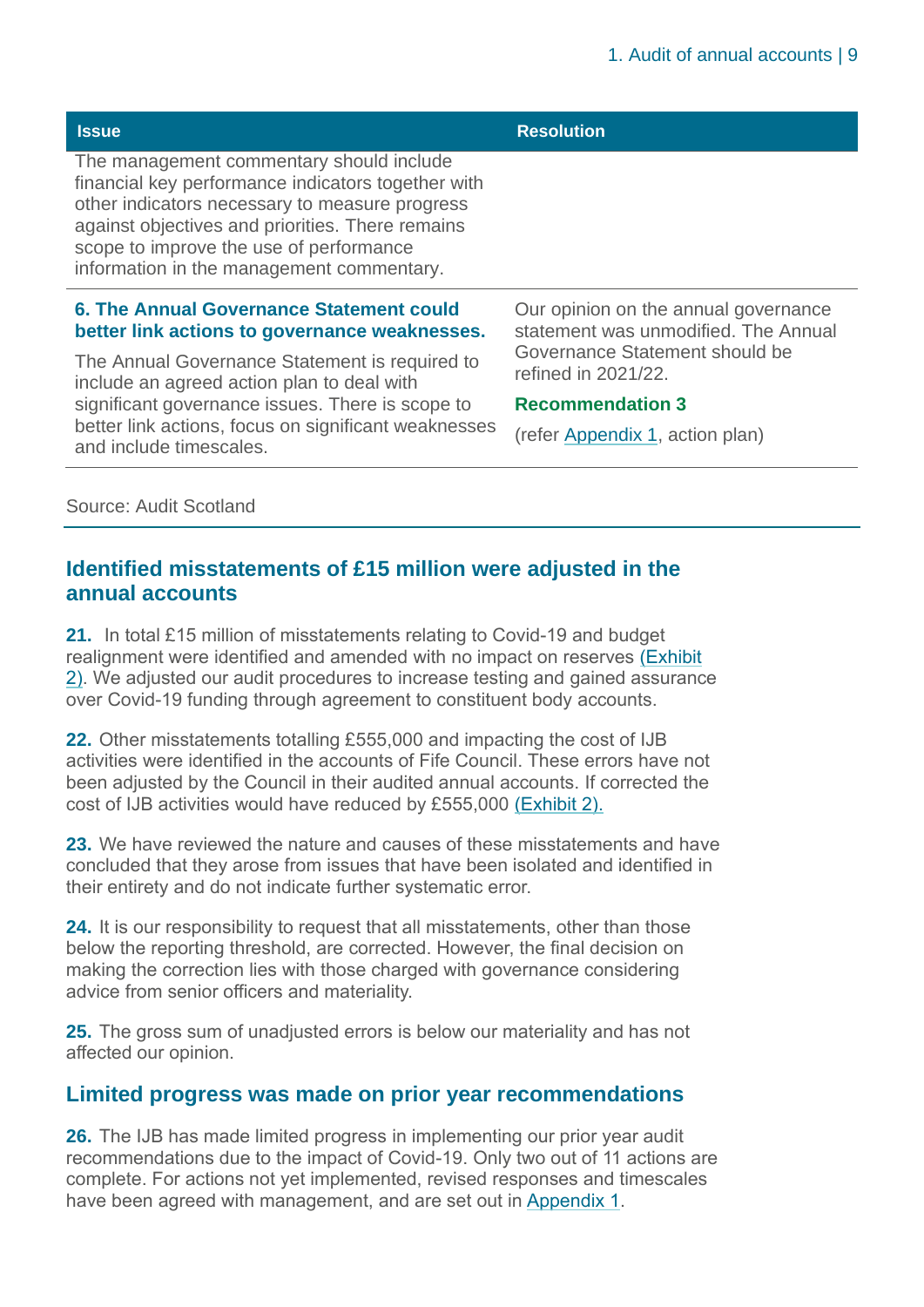| Issue | Resolution |
| --- | --- |
| The management commentary should include financial key performance indicators together with other indicators necessary to measure progress against objectives and priorities. There remains scope to improve the use of performance information in the management commentary. | |
| **6. The Annual Governance Statement could better link actions to governance weaknesses.** The Annual Governance Statement is required to include an agreed action plan to deal with significant governance issues. There is scope to better link actions, focus on significant weaknesses and include timescales. | Our opinion on the annual governance statement was unmodified. The Annual Governance Statement should be refined in 2021/22. **Recommendation 3** (refer Appendix 1, action plan) |

Source: Audit Scotland

## Identified misstatements of £15 million were adjusted in the annual accounts

**21.** In total £15 million of misstatements relating to Covid-19 and budget realignment were identified and amended with no impact on reserves (Exhibit 2). We adjusted our audit procedures to increase testing and gained assurance over Covid-19 funding through agreement to constituent body accounts.

**22.** Other misstatements totalling £555,000 and impacting the cost of IJB activities were identified in the accounts of Fife Council. These errors have not been adjusted by the Council in their audited annual accounts. If corrected the cost of IJB activities would have reduced by £555,000 (Exhibit 2).

**23.** We have reviewed the nature and causes of these misstatements and have concluded that they arose from issues that have been isolated and identified in their entirety and do not indicate further systematic error.

**24.** It is our responsibility to request that all misstatements, other than those below the reporting threshold, are corrected. However, the final decision on making the correction lies with those charged with governance considering advice from senior officers and materiality.

**25.** The gross sum of unadjusted errors is below our materiality and has not affected our opinion.

## Limited progress was made on prior year recommendations

**26.** The IJB has made limited progress in implementing our prior year audit recommendations due to the impact of Covid-19. Only two out of 11 actions are complete. For actions not yet implemented, revised responses and timescales have been agreed with management, and are set out in Appendix 1.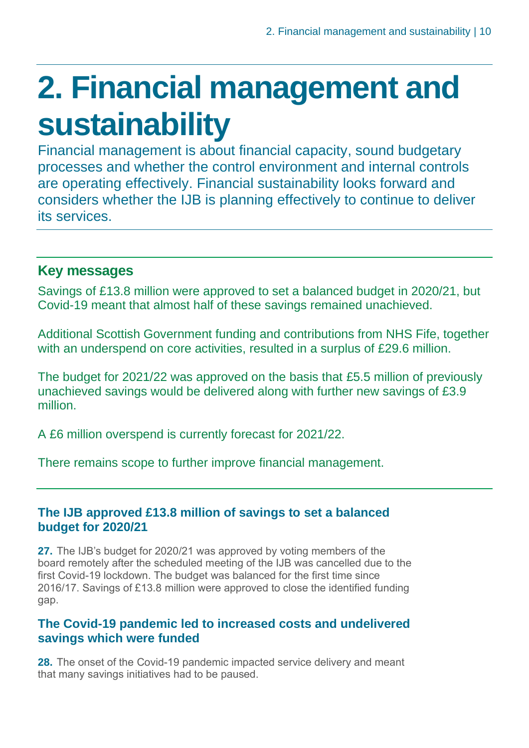# 2. Financial management and sustainability

Financial management is about financial capacity, sound budgetary processes and whether the control environment and internal controls are operating effectively. Financial sustainability looks forward and considers whether the IJB is planning effectively to continue to deliver its services.

## Key messages

Savings of £13.8 million were approved to set a balanced budget in 2020/21, but Covid-19 meant that almost half of these savings remained unachieved.

Additional Scottish Government funding and contributions from NHS Fife, together with an underspend on core activities, resulted in a surplus of £29.6 million.

The budget for 2021/22 was approved on the basis that £5.5 million of previously unachieved savings would be delivered along with further new savings of £3.9 million.

A £6 million overspend is currently forecast for 2021/22.

There remains scope to further improve financial management.

### The IJB approved £13.8 million of savings to set a balanced budget for 2020/21

**27.** The IJB's budget for 2020/21 was approved by voting members of the board remotely after the scheduled meeting of the IJB was cancelled due to the first Covid-19 lockdown. The budget was balanced for the first time since 2016/17. Savings of £13.8 million were approved to close the identified funding gap.

### The Covid-19 pandemic led to increased costs and undelivered savings which were funded

**28.** The onset of the Covid-19 pandemic impacted service delivery and meant that many savings initiatives had to be paused.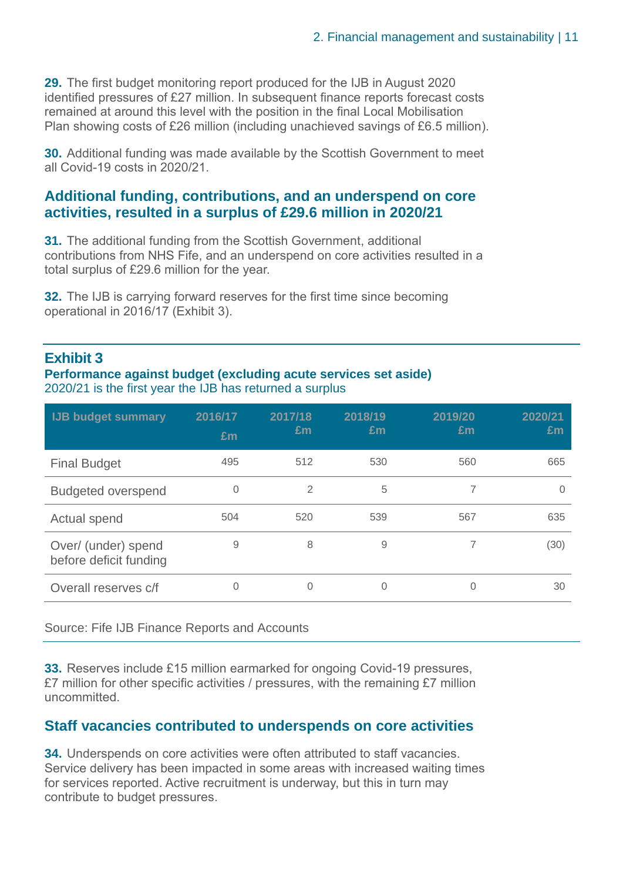**29.** The first budget monitoring report produced for the IJB in August 2020 identified pressures of £27 million. In subsequent finance reports forecast costs remained at around this level with the position in the final Local Mobilisation Plan showing costs of £26 million (including unachieved savings of £6.5 million).

**30.** Additional funding was made available by the Scottish Government to meet all Covid-19 costs in 2020/21.

## Additional funding, contributions, and an underspend on core activities, resulted in a surplus of £29.6 million in 2020/21

**31.** The additional funding from the Scottish Government, additional contributions from NHS Fife, and an underspend on core activities resulted in a total surplus of £29.6 million for the year.

**32.** The IJB is carrying forward reserves for the first time since becoming operational in 2016/17 (Exhibit 3).

### Exhibit 3

**Performance against budget (excluding acute services set aside)**

2020/21 is the first year the IJB has returned a surplus

| IJB budget summary | 2016/17 £m | 2017/18 £m | 2018/19 £m | 2019/20 £m | 2020/21 £m |
|---|---|---|---|---|---|
| Final Budget | 495 | 512 | 530 | 560 | 665 |
| Budgeted overspend | 0 | 2 | 5 | 7 | 0 |
| Actual spend | 504 | 520 | 539 | 567 | 635 |
| Over/ (under) spend before deficit funding | 9 | 8 | 9 | 7 | (30) |
| Overall reserves c/f | 0 | 0 | 0 | 0 | 30 |

Source: Fife IJB Finance Reports and Accounts

**33.** Reserves include £15 million earmarked for ongoing Covid-19 pressures, £7 million for other specific activities / pressures, with the remaining £7 million uncommitted.

## Staff vacancies contributed to underspends on core activities

**34.** Underspends on core activities were often attributed to staff vacancies. Service delivery has been impacted in some areas with increased waiting times for services reported. Active recruitment is underway, but this in turn may contribute to budget pressures.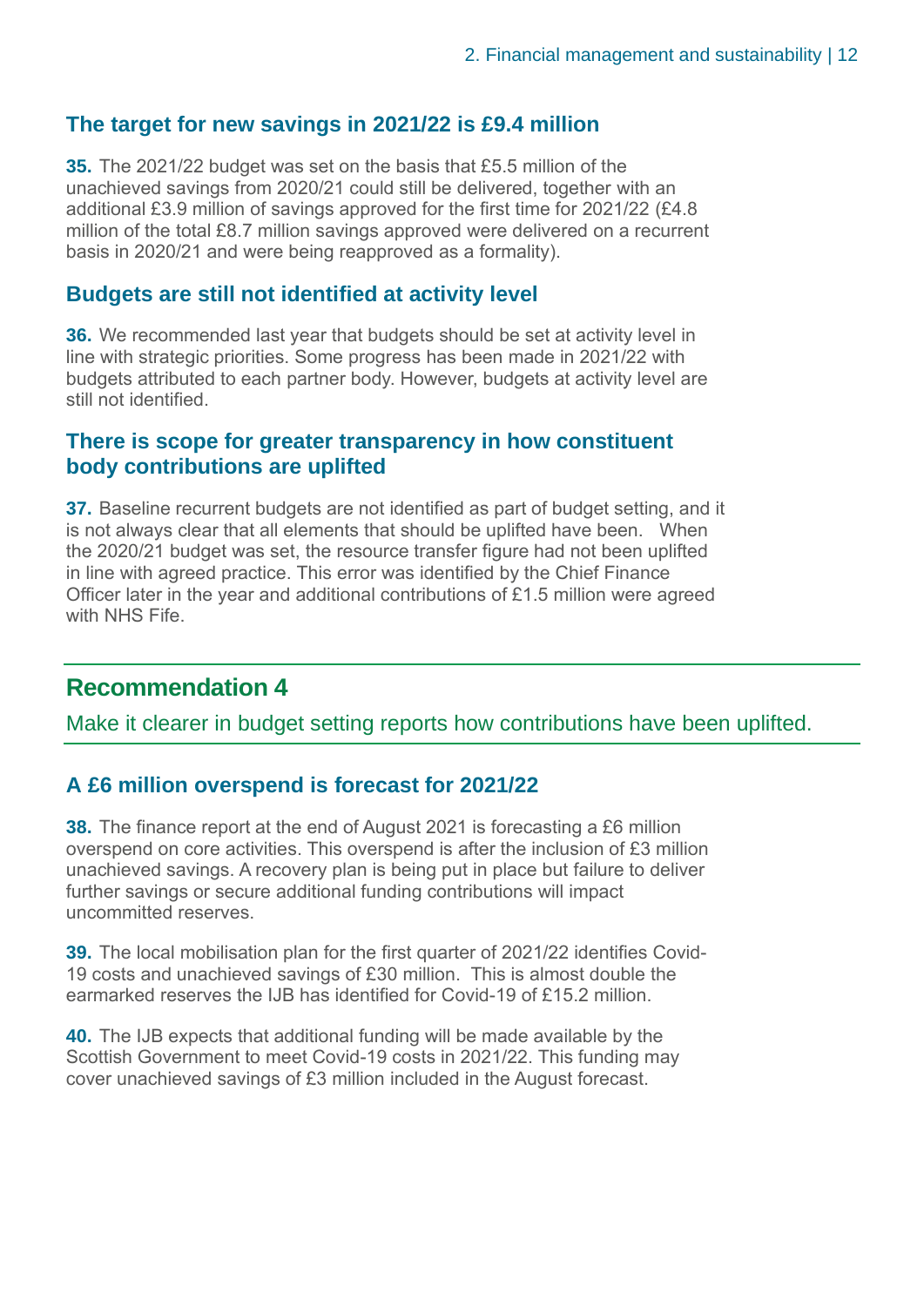### The target for new savings in 2021/22 is £9.4 million

**35.** The 2021/22 budget was set on the basis that £5.5 million of the unachieved savings from 2020/21 could still be delivered, together with an additional £3.9 million of savings approved for the first time for 2021/22 (£4.8 million of the total £8.7 million savings approved were delivered on a recurrent basis in 2020/21 and were being reapproved as a formality).

### Budgets are still not identified at activity level

**36.** We recommended last year that budgets should be set at activity level in line with strategic priorities. Some progress has been made in 2021/22 with budgets attributed to each partner body. However, budgets at activity level are still not identified.

### There is scope for greater transparency in how constituent body contributions are uplifted

**37.** Baseline recurrent budgets are not identified as part of budget setting, and it is not always clear that all elements that should be uplifted have been. When the 2020/21 budget was set, the resource transfer figure had not been uplifted in line with agreed practice. This error was identified by the Chief Finance Officer later in the year and additional contributions of £1.5 million were agreed with NHS Fife.

## Recommendation 4

Make it clearer in budget setting reports how contributions have been uplifted.

### A £6 million overspend is forecast for 2021/22

**38.** The finance report at the end of August 2021 is forecasting a £6 million overspend on core activities. This overspend is after the inclusion of £3 million unachieved savings. A recovery plan is being put in place but failure to deliver further savings or secure additional funding contributions will impact uncommitted reserves.

**39.** The local mobilisation plan for the first quarter of 2021/22 identifies Covid-19 costs and unachieved savings of £30 million. This is almost double the earmarked reserves the IJB has identified for Covid-19 of £15.2 million.

**40.** The IJB expects that additional funding will be made available by the Scottish Government to meet Covid-19 costs in 2021/22. This funding may cover unachieved savings of £3 million included in the August forecast.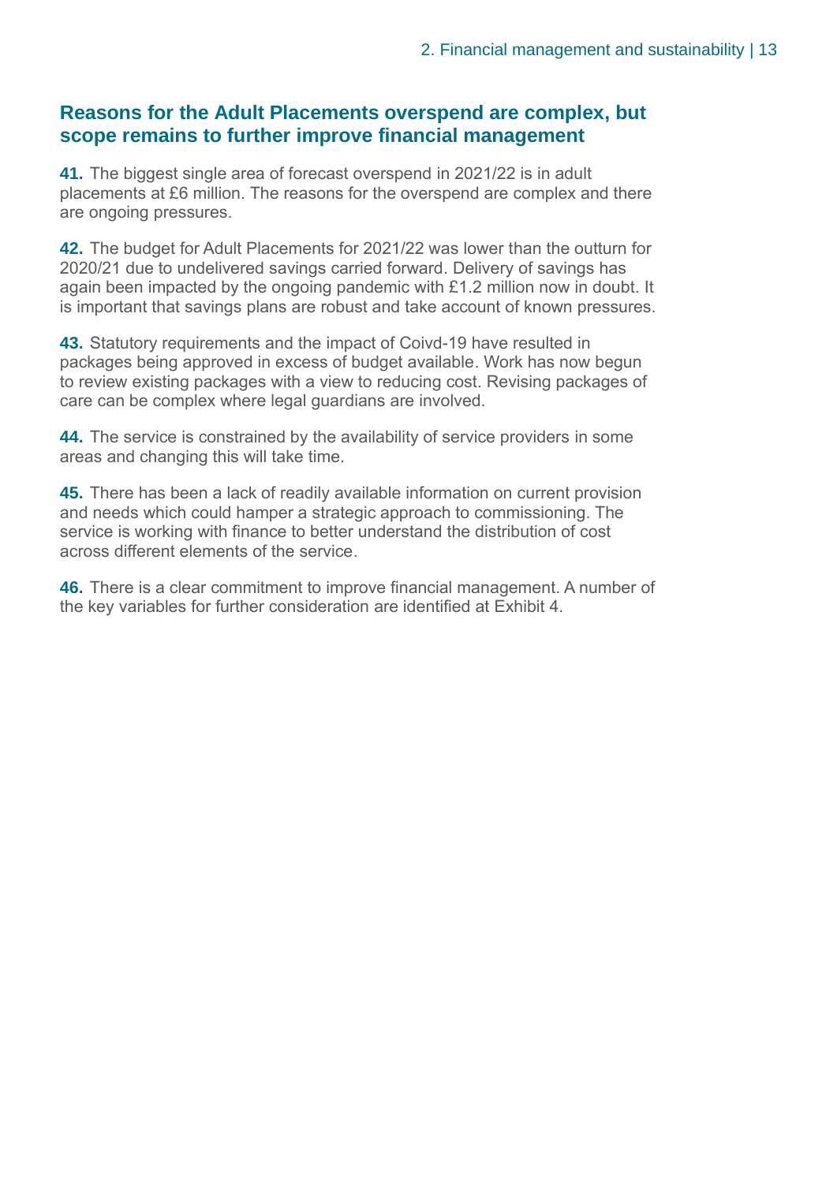## Reasons for the Adult Placements overspend are complex, but scope remains to further improve financial management

**41.** The biggest single area of forecast overspend in 2021/22 is in adult placements at £6 million. The reasons for the overspend are complex and there are ongoing pressures.

**42.** The budget for Adult Placements for 2021/22 was lower than the outturn for 2020/21 due to undelivered savings carried forward. Delivery of savings has again been impacted by the ongoing pandemic with £1.2 million now in doubt. It is important that savings plans are robust and take account of known pressures.

**43.** Statutory requirements and the impact of Coivd-19 have resulted in packages being approved in excess of budget available. Work has now begun to review existing packages with a view to reducing cost. Revising packages of care can be complex where legal guardians are involved.

**44.** The service is constrained by the availability of service providers in some areas and changing this will take time.

**45.** There has been a lack of readily available information on current provision and needs which could hamper a strategic approach to commissioning. The service is working with finance to better understand the distribution of cost across different elements of the service.

**46.** There is a clear commitment to improve financial management. A number of the key variables for further consideration are identified at Exhibit 4.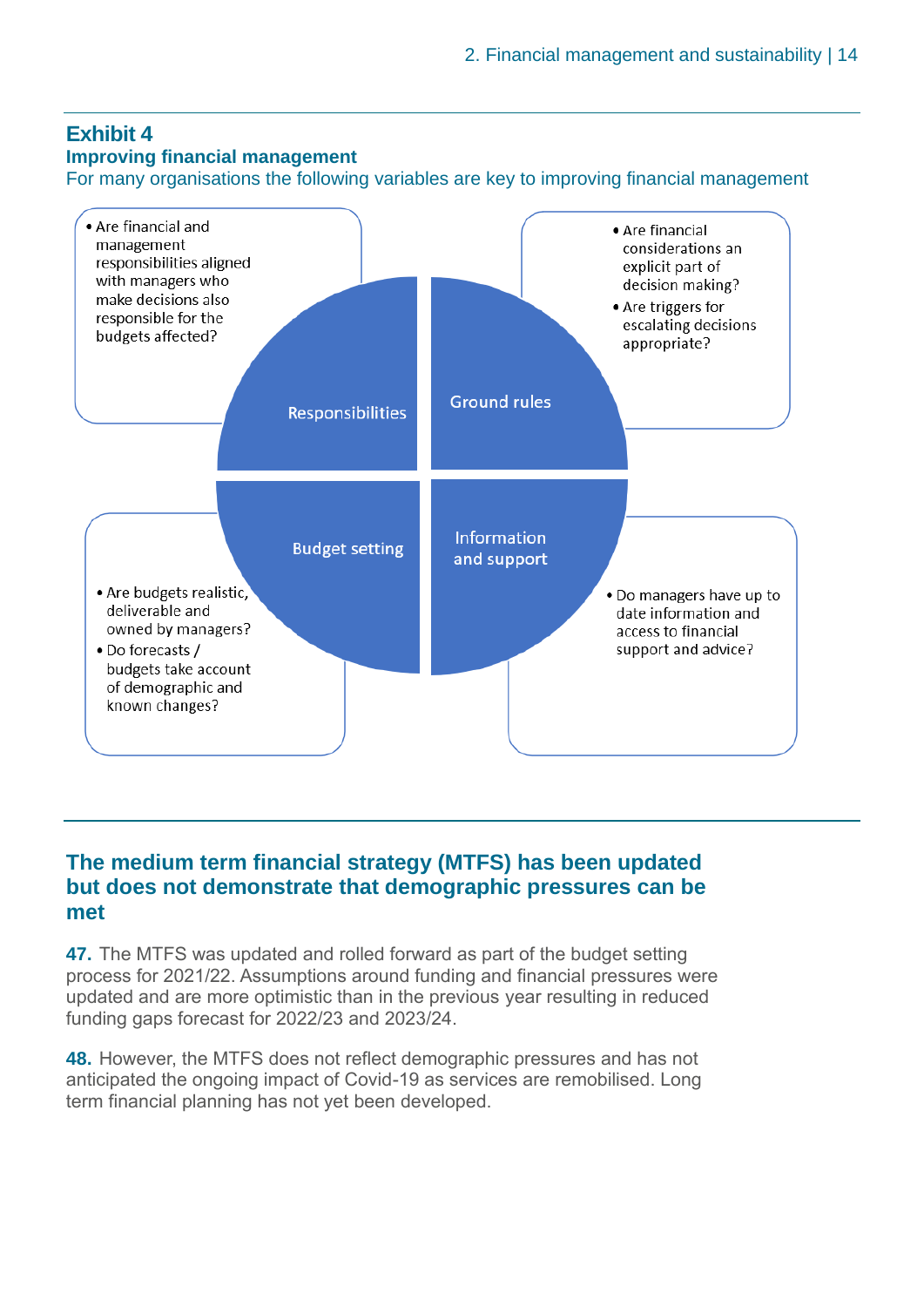## Exhibit 4

### Improving financial management

For many organisations the following variables are key to improving financial management

**Responsibilities**

- Are financial and management responsibilities aligned with managers who make decisions also responsible for the budgets affected?

**Ground rules**

- Are financial considerations an explicit part of decision making?
- Are triggers for escalating decisions appropriate?

**Budget setting**

- Are budgets realistic, deliverable and owned by managers?
- Do forecasts / budgets take account of demographic and known changes?

**Information and support**

- Do managers have up to date information and access to financial support and advice?

## The medium term financial strategy (MTFS) has been updated but does not demonstrate that demographic pressures can be met

**47.** The MTFS was updated and rolled forward as part of the budget setting process for 2021/22. Assumptions around funding and financial pressures were updated and are more optimistic than in the previous year resulting in reduced funding gaps forecast for 2022/23 and 2023/24.

**48.** However, the MTFS does not reflect demographic pressures and has not anticipated the ongoing impact of Covid-19 as services are remobilised. Long term financial planning has not yet been developed.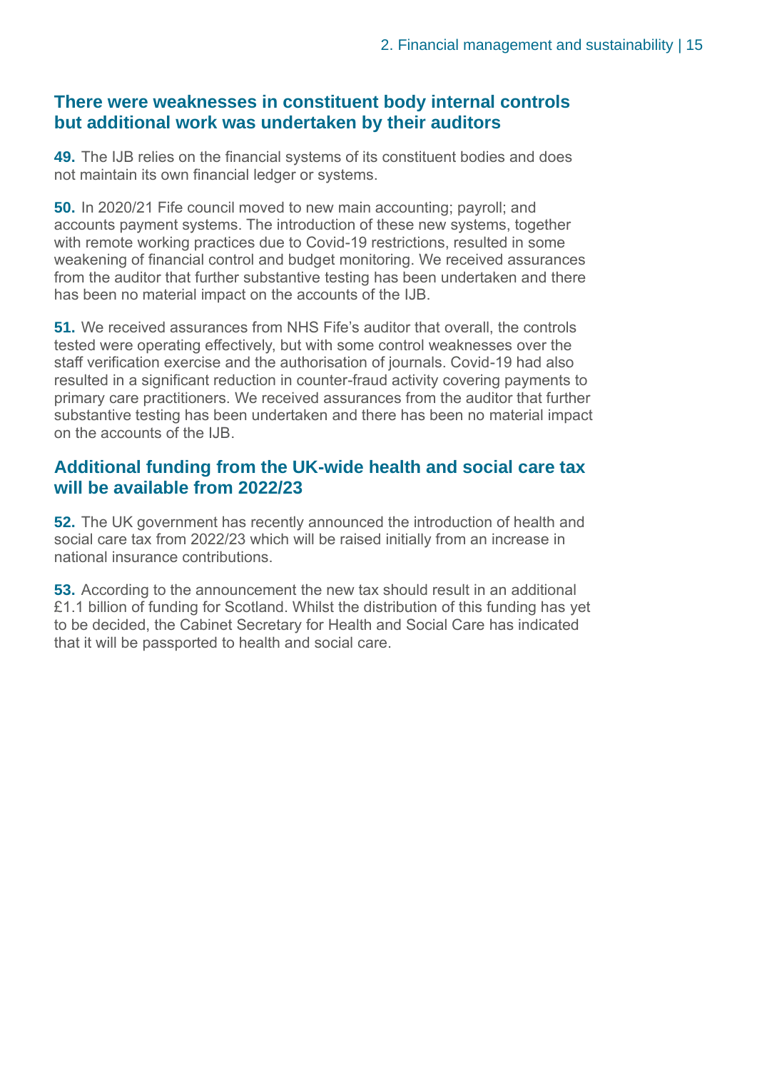## There were weaknesses in constituent body internal controls but additional work was undertaken by their auditors

**49.** The IJB relies on the financial systems of its constituent bodies and does not maintain its own financial ledger or systems.

**50.** In 2020/21 Fife council moved to new main accounting; payroll; and accounts payment systems. The introduction of these new systems, together with remote working practices due to Covid-19 restrictions, resulted in some weakening of financial control and budget monitoring. We received assurances from the auditor that further substantive testing has been undertaken and there has been no material impact on the accounts of the IJB.

**51.** We received assurances from NHS Fife's auditor that overall, the controls tested were operating effectively, but with some control weaknesses over the staff verification exercise and the authorisation of journals. Covid-19 had also resulted in a significant reduction in counter-fraud activity covering payments to primary care practitioners. We received assurances from the auditor that further substantive testing has been undertaken and there has been no material impact on the accounts of the IJB.

## Additional funding from the UK-wide health and social care tax will be available from 2022/23

**52.** The UK government has recently announced the introduction of health and social care tax from 2022/23 which will be raised initially from an increase in national insurance contributions.

**53.** According to the announcement the new tax should result in an additional £1.1 billion of funding for Scotland. Whilst the distribution of this funding has yet to be decided, the Cabinet Secretary for Health and Social Care has indicated that it will be passported to health and social care.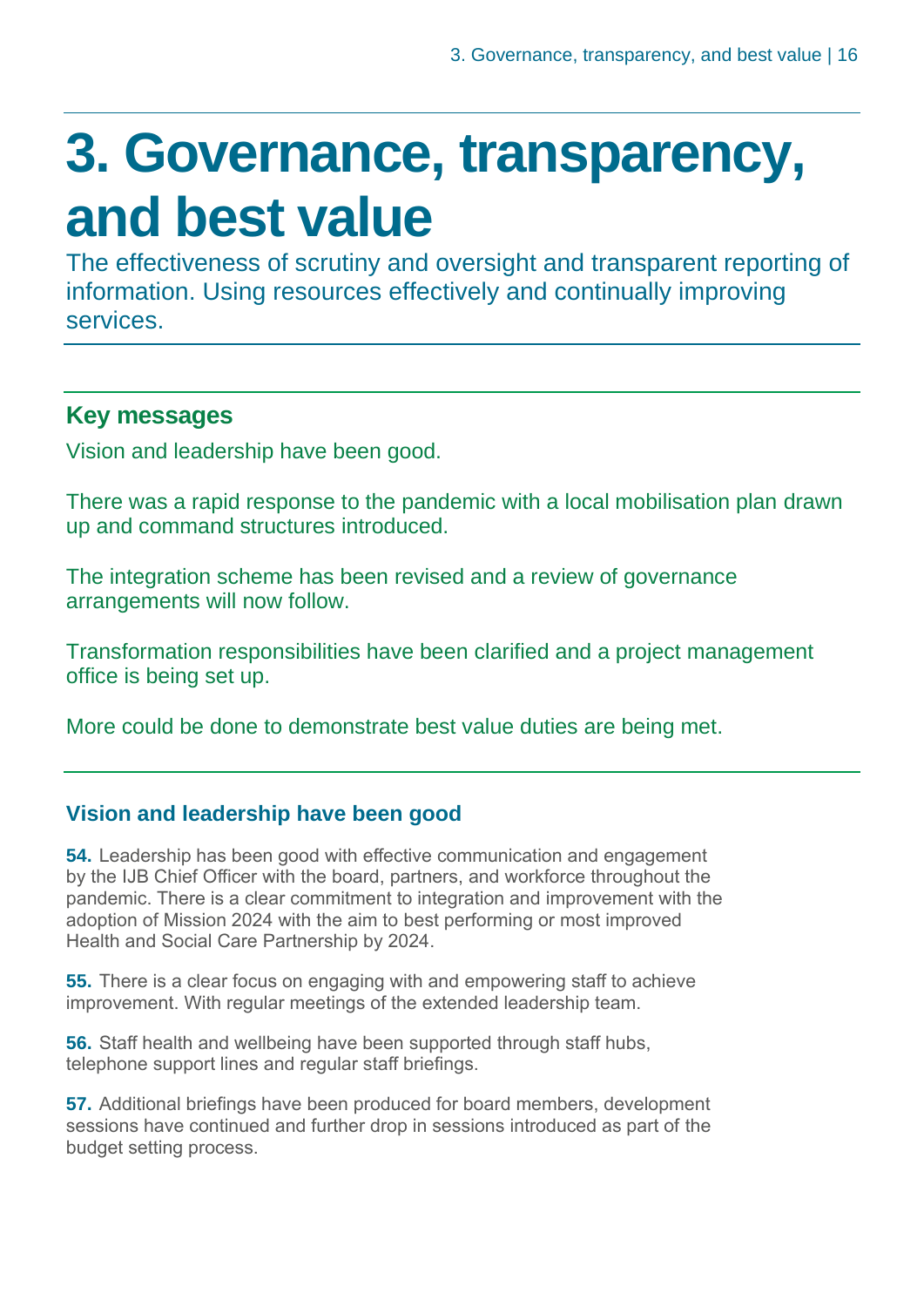# 3. Governance, transparency, and best value

The effectiveness of scrutiny and oversight and transparent reporting of information. Using resources effectively and continually improving services.

## Key messages

Vision and leadership have been good.

There was a rapid response to the pandemic with a local mobilisation plan drawn up and command structures introduced.

The integration scheme has been revised and a review of governance arrangements will now follow.

Transformation responsibilities have been clarified and a project management office is being set up.

More could be done to demonstrate best value duties are being met.

### Vision and leadership have been good

**54.** Leadership has been good with effective communication and engagement by the IJB Chief Officer with the board, partners, and workforce throughout the pandemic. There is a clear commitment to integration and improvement with the adoption of Mission 2024 with the aim to best performing or most improved Health and Social Care Partnership by 2024.

**55.** There is a clear focus on engaging with and empowering staff to achieve improvement. With regular meetings of the extended leadership team.

**56.** Staff health and wellbeing have been supported through staff hubs, telephone support lines and regular staff briefings.

**57.** Additional briefings have been produced for board members, development sessions have continued and further drop in sessions introduced as part of the budget setting process.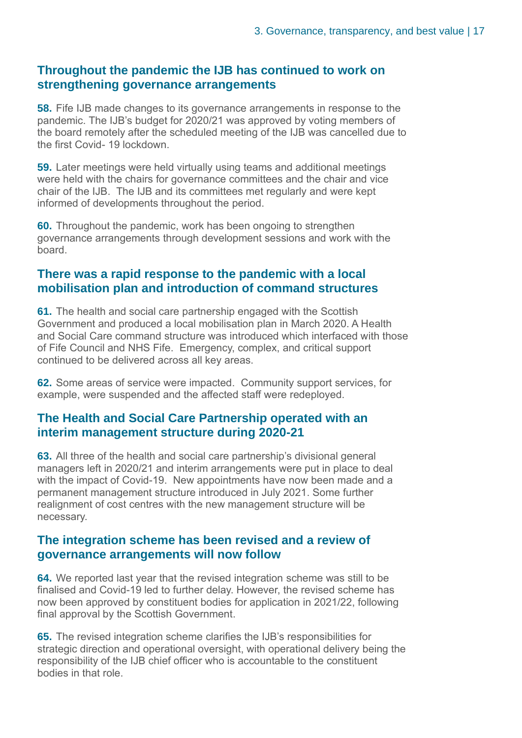## Throughout the pandemic the IJB has continued to work on strengthening governance arrangements

**58.** Fife IJB made changes to its governance arrangements in response to the pandemic. The IJB's budget for 2020/21 was approved by voting members of the board remotely after the scheduled meeting of the IJB was cancelled due to the first Covid- 19 lockdown.

**59.** Later meetings were held virtually using teams and additional meetings were held with the chairs for governance committees and the chair and vice chair of the IJB. The IJB and its committees met regularly and were kept informed of developments throughout the period.

**60.** Throughout the pandemic, work has been ongoing to strengthen governance arrangements through development sessions and work with the board.

## There was a rapid response to the pandemic with a local mobilisation plan and introduction of command structures

**61.** The health and social care partnership engaged with the Scottish Government and produced a local mobilisation plan in March 2020. A Health and Social Care command structure was introduced which interfaced with those of Fife Council and NHS Fife. Emergency, complex, and critical support continued to be delivered across all key areas.

**62.** Some areas of service were impacted. Community support services, for example, were suspended and the affected staff were redeployed.

## The Health and Social Care Partnership operated with an interim management structure during 2020-21

**63.** All three of the health and social care partnership's divisional general managers left in 2020/21 and interim arrangements were put in place to deal with the impact of Covid-19. New appointments have now been made and a permanent management structure introduced in July 2021. Some further realignment of cost centres with the new management structure will be necessary.

## The integration scheme has been revised and a review of governance arrangements will now follow

**64.** We reported last year that the revised integration scheme was still to be finalised and Covid-19 led to further delay. However, the revised scheme has now been approved by constituent bodies for application in 2021/22, following final approval by the Scottish Government.

**65.** The revised integration scheme clarifies the IJB's responsibilities for strategic direction and operational oversight, with operational delivery being the responsibility of the IJB chief officer who is accountable to the constituent bodies in that role.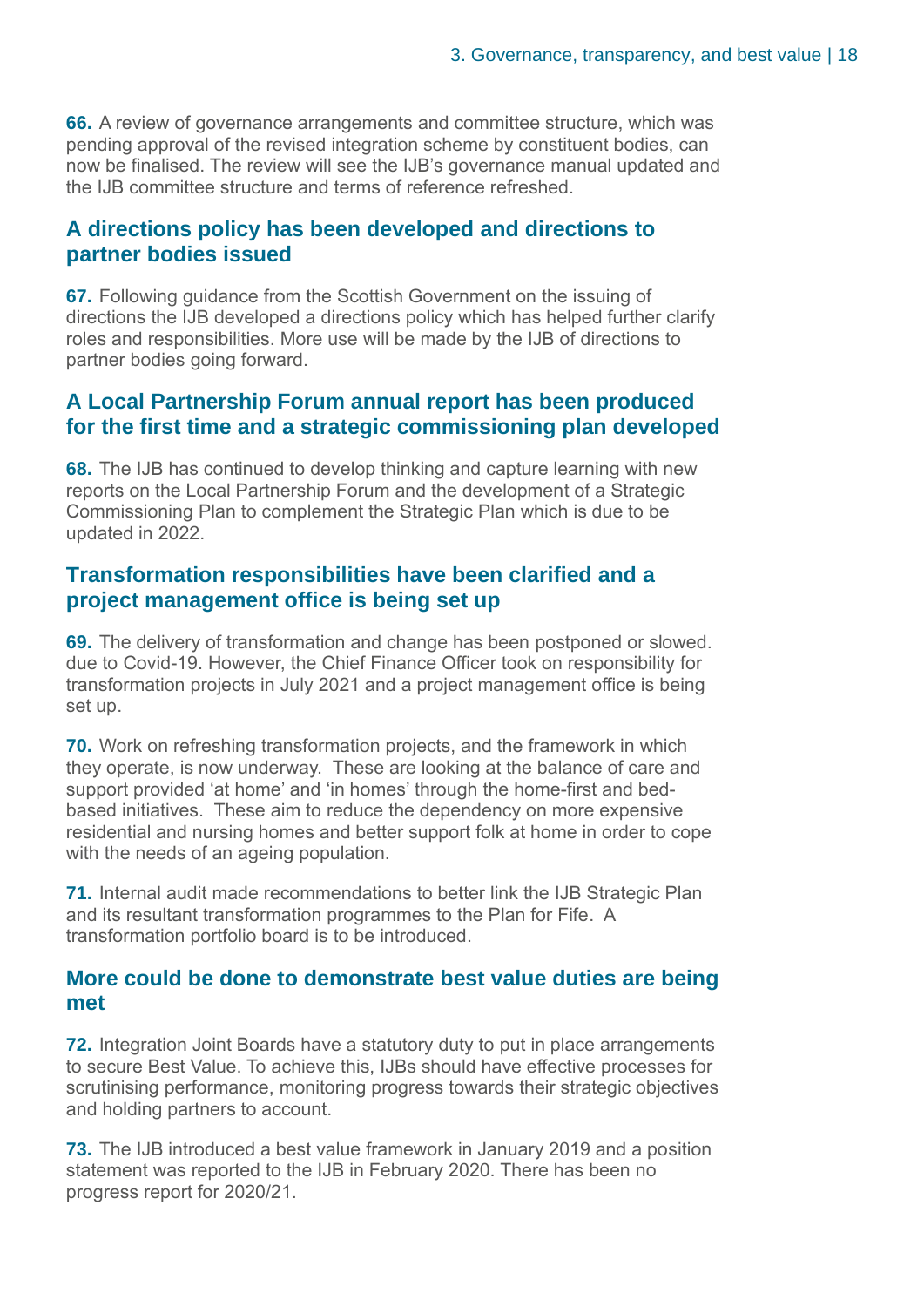**66.** A review of governance arrangements and committee structure, which was pending approval of the revised integration scheme by constituent bodies, can now be finalised. The review will see the IJB's governance manual updated and the IJB committee structure and terms of reference refreshed.

## A directions policy has been developed and directions to partner bodies issued

**67.** Following guidance from the Scottish Government on the issuing of directions the IJB developed a directions policy which has helped further clarify roles and responsibilities. More use will be made by the IJB of directions to partner bodies going forward.

## A Local Partnership Forum annual report has been produced for the first time and a strategic commissioning plan developed

**68.** The IJB has continued to develop thinking and capture learning with new reports on the Local Partnership Forum and the development of a Strategic Commissioning Plan to complement the Strategic Plan which is due to be updated in 2022.

## Transformation responsibilities have been clarified and a project management office is being set up

**69.** The delivery of transformation and change has been postponed or slowed. due to Covid-19. However, the Chief Finance Officer took on responsibility for transformation projects in July 2021 and a project management office is being set up.

**70.** Work on refreshing transformation projects, and the framework in which they operate, is now underway. These are looking at the balance of care and support provided 'at home' and 'in homes' through the home-first and bed-based initiatives. These aim to reduce the dependency on more expensive residential and nursing homes and better support folk at home in order to cope with the needs of an ageing population.

**71.** Internal audit made recommendations to better link the IJB Strategic Plan and its resultant transformation programmes to the Plan for Fife. A transformation portfolio board is to be introduced.

## More could be done to demonstrate best value duties are being met

**72.** Integration Joint Boards have a statutory duty to put in place arrangements to secure Best Value. To achieve this, IJBs should have effective processes for scrutinising performance, monitoring progress towards their strategic objectives and holding partners to account.

**73.** The IJB introduced a best value framework in January 2019 and a position statement was reported to the IJB in February 2020. There has been no progress report for 2020/21.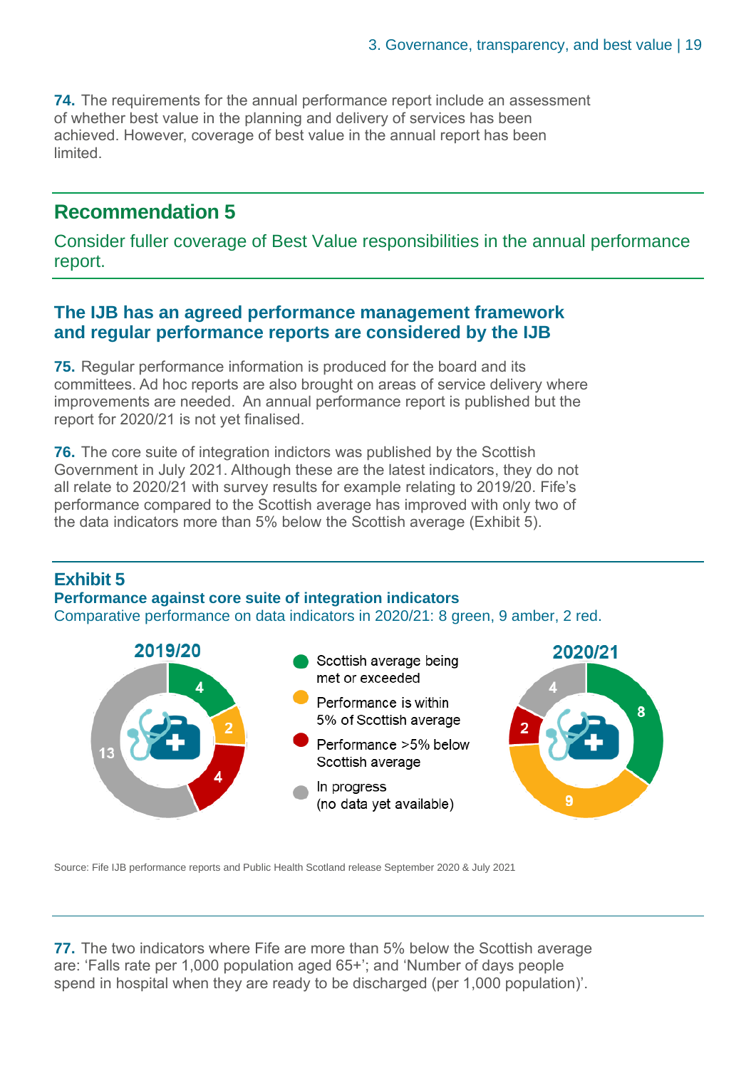**74.** The requirements for the annual performance report include an assessment of whether best value in the planning and delivery of services has been achieved. However, coverage of best value in the annual report has been limited.

## Recommendation 5

Consider fuller coverage of Best Value responsibilities in the annual performance report.

### The IJB has an agreed performance management framework and regular performance reports are considered by the IJB

**75.** Regular performance information is produced for the board and its committees. Ad hoc reports are also brought on areas of service delivery where improvements are needed. An annual performance report is published but the report for 2020/21 is not yet finalised.

**76.** The core suite of integration indictors was published by the Scottish Government in July 2021. Although these are the latest indicators, they do not all relate to 2020/21 with survey results for example relating to 2019/20. Fife's performance compared to the Scottish average has improved with only two of the data indicators more than 5% below the Scottish average (Exhibit 5).

### Exhibit 5

**Performance against core suite of integration indicators**

Comparative performance on data indicators in 2020/21: 8 green, 9 amber, 2 red.

| | 2019/20 | 2020/21 |
|---|---|---|
| Scottish average being met or exceeded | 4 | 8 |
| Performance is within 5% of Scottish average | 2 | 9 |
| Performance >5% below Scottish average | 4 | 2 |
| In progress (no data yet available) | 13 | 4 |

Source: Fife IJB performance reports and Public Health Scotland release September 2020 & July 2021

**77.** The two indicators where Fife are more than 5% below the Scottish average are: 'Falls rate per 1,000 population aged 65+'; and 'Number of days people spend in hospital when they are ready to be discharged (per 1,000 population)'.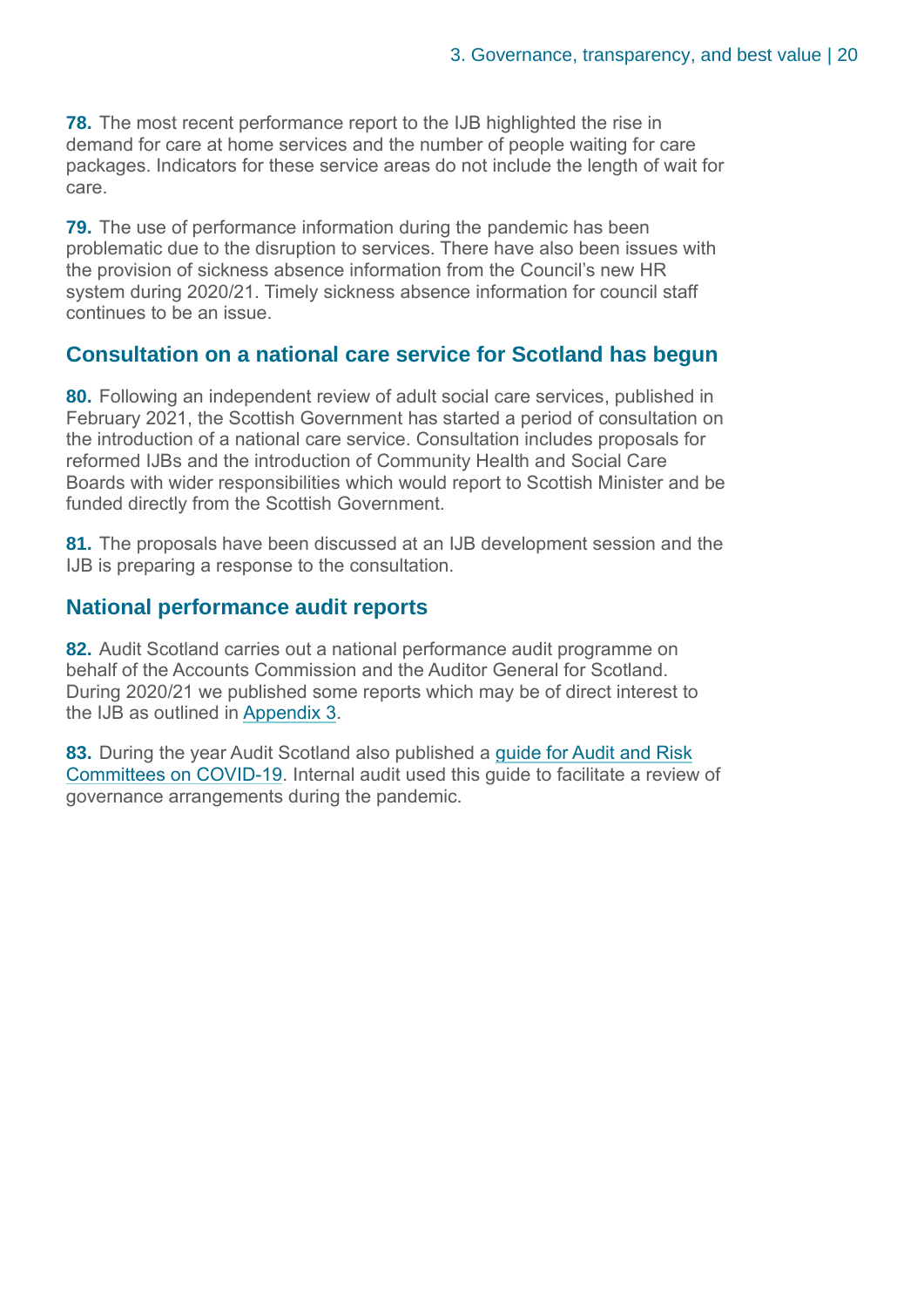**78.** The most recent performance report to the IJB highlighted the rise in demand for care at home services and the number of people waiting for care packages. Indicators for these service areas do not include the length of wait for care.

**79.** The use of performance information during the pandemic has been problematic due to the disruption to services. There have also been issues with the provision of sickness absence information from the Council's new HR system during 2020/21. Timely sickness absence information for council staff continues to be an issue.

## Consultation on a national care service for Scotland has begun

**80.** Following an independent review of adult social care services, published in February 2021, the Scottish Government has started a period of consultation on the introduction of a national care service. Consultation includes proposals for reformed IJBs and the introduction of Community Health and Social Care Boards with wider responsibilities which would report to Scottish Minister and be funded directly from the Scottish Government.

**81.** The proposals have been discussed at an IJB development session and the IJB is preparing a response to the consultation.

## National performance audit reports

**82.** Audit Scotland carries out a national performance audit programme on behalf of the Accounts Commission and the Auditor General for Scotland. During 2020/21 we published some reports which may be of direct interest to the IJB as outlined in Appendix 3.

**83.** During the year Audit Scotland also published a guide for Audit and Risk Committees on COVID-19. Internal audit used this guide to facilitate a review of governance arrangements during the pandemic.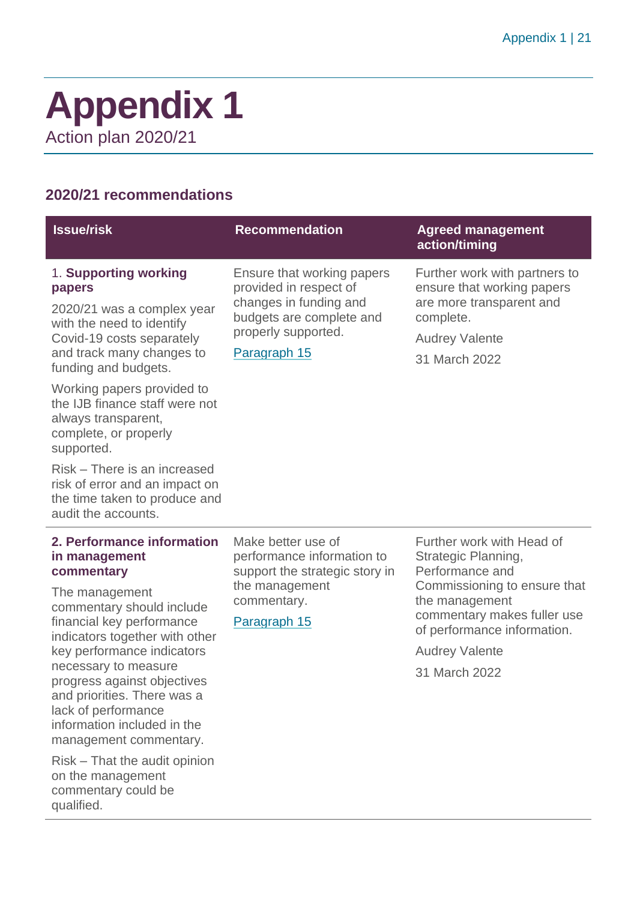# Appendix 1

Action plan 2020/21

## 2020/21 recommendations

| Issue/risk | Recommendation | Agreed management action/timing |
|---|---|---|
| 1. **Supporting working papers**<br><br>2020/21 was a complex year with the need to identify Covid-19 costs separately and track many changes to funding and budgets.<br><br>Working papers provided to the IJB finance staff were not always transparent, complete, or properly supported.<br><br>Risk – There is an increased risk of error and an impact on the time taken to produce and audit the accounts. | Ensure that working papers provided in respect of changes in funding and budgets are complete and properly supported.<br><br>Paragraph 15 | Further work with partners to ensure that working papers are more transparent and complete.<br><br>Audrey Valente<br><br>31 March 2022 |
| **2. Performance information in management commentary**<br><br>The management commentary should include financial key performance indicators together with other key performance indicators necessary to measure progress against objectives and priorities. There was a lack of performance information included in the management commentary.<br><br>Risk – That the audit opinion on the management commentary could be qualified. | Make better use of performance information to support the strategic story in the management commentary.<br><br>Paragraph 15 | Further work with Head of Strategic Planning, Performance and Commissioning to ensure that the management commentary makes fuller use of performance information.<br><br>Audrey Valente<br><br>31 March 2022 |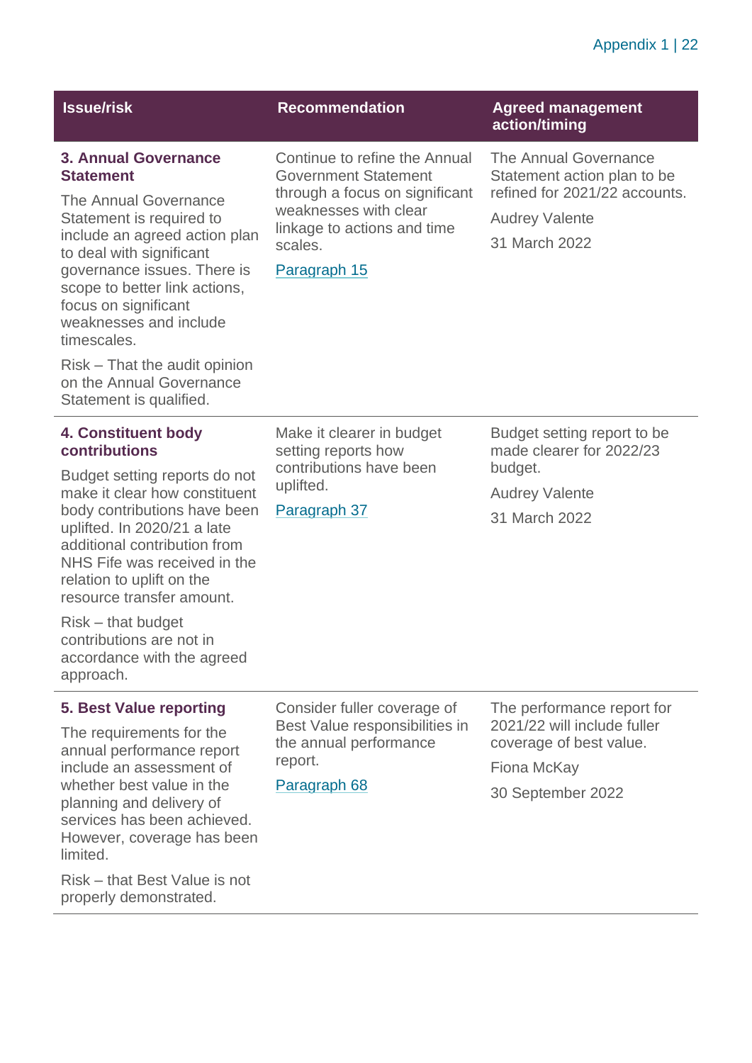| Issue/risk | Recommendation | Agreed management action/timing |
|---|---|---|
| **3. Annual Governance Statement**<br><br>The Annual Governance Statement is required to include an agreed action plan to deal with significant governance issues. There is scope to better link actions, focus on significant weaknesses and include timescales.<br><br>Risk – That the audit opinion on the Annual Governance Statement is qualified. | Continue to refine the Annual Government Statement through a focus on significant weaknesses with clear linkage to actions and time scales.<br><br>Paragraph 15 | The Annual Governance Statement action plan to be refined for 2021/22 accounts.<br><br>Audrey Valente<br><br>31 March 2022 |
| **4. Constituent body contributions**<br><br>Budget setting reports do not make it clear how constituent body contributions have been uplifted. In 2020/21 a late additional contribution from NHS Fife was received in the relation to uplift on the resource transfer amount.<br><br>Risk – that budget contributions are not in accordance with the agreed approach. | Make it clearer in budget setting reports how contributions have been uplifted.<br><br>Paragraph 37 | Budget setting report to be made clearer for 2022/23 budget.<br><br>Audrey Valente<br><br>31 March 2022 |
| **5. Best Value reporting**<br><br>The requirements for the annual performance report include an assessment of whether best value in the planning and delivery of services has been achieved. However, coverage has been limited.<br><br>Risk – that Best Value is not properly demonstrated. | Consider fuller coverage of Best Value responsibilities in the annual performance report.<br><br>Paragraph 68 | The performance report for 2021/22 will include fuller coverage of best value.<br><br>Fiona McKay<br><br>30 September 2022 |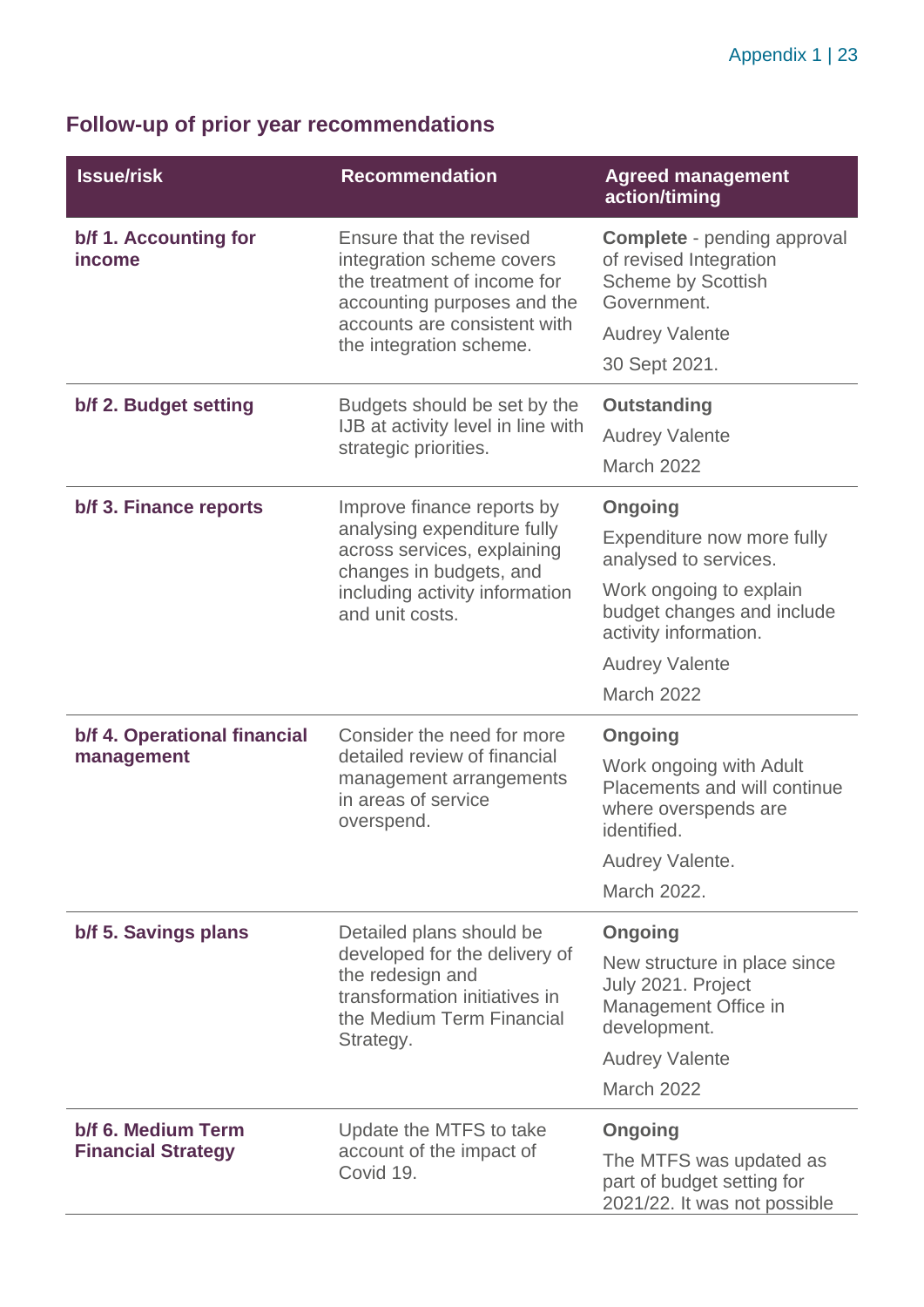## Follow-up of prior year recommendations

| Issue/risk | Recommendation | Agreed management action/timing |
|---|---|---|
| **b/f 1. Accounting for income** | Ensure that the revised integration scheme covers the treatment of income for accounting purposes and the accounts are consistent with the integration scheme. | **Complete** - pending approval of revised Integration Scheme by Scottish Government.<br>Audrey Valente<br>30 Sept 2021. |
| **b/f 2. Budget setting** | Budgets should be set by the IJB at activity level in line with strategic priorities. | **Outstanding**<br>Audrey Valente<br>March 2022 |
| **b/f 3. Finance reports** | Improve finance reports by analysing expenditure fully across services, explaining changes in budgets, and including activity information and unit costs. | **Ongoing**<br>Expenditure now more fully analysed to services.<br>Work ongoing to explain budget changes and include activity information.<br>Audrey Valente<br>March 2022 |
| **b/f 4. Operational financial management** | Consider the need for more detailed review of financial management arrangements in areas of service overspend. | **Ongoing**<br>Work ongoing with Adult Placements and will continue where overspends are identified.<br>Audrey Valente.<br>March 2022. |
| **b/f 5. Savings plans** | Detailed plans should be developed for the delivery of the redesign and transformation initiatives in the Medium Term Financial Strategy. | **Ongoing**<br>New structure in place since July 2021. Project Management Office in development.<br>Audrey Valente<br>March 2022 |
| **b/f 6. Medium Term Financial Strategy** | Update the MTFS to take account of the impact of Covid 19. | **Ongoing**<br>The MTFS was updated as part of budget setting for 2021/22. It was not possible |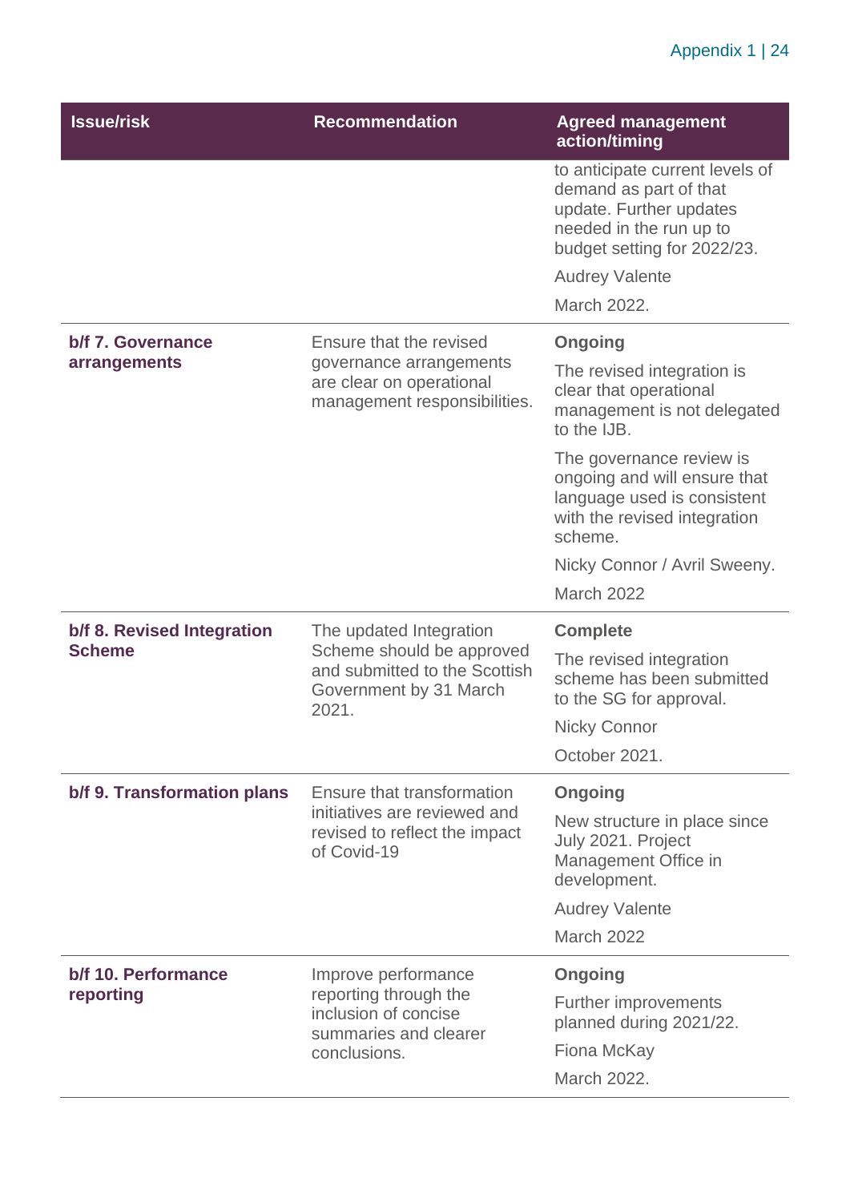| Issue/risk | Recommendation | Agreed management action/timing |
|---|---|---|
| | | to anticipate current levels of demand as part of that update. Further updates needed in the run up to budget setting for 2022/23.<br><br>Audrey Valente<br><br>March 2022. |
| **b/f 7. Governance arrangements** | Ensure that the revised governance arrangements are clear on operational management responsibilities. | **Ongoing**<br><br>The revised integration is clear that operational management is not delegated to the IJB.<br><br>The governance review is ongoing and will ensure that language used is consistent with the revised integration scheme.<br><br>Nicky Connor / Avril Sweeny.<br><br>March 2022 |
| **b/f 8. Revised Integration Scheme** | The updated Integration Scheme should be approved and submitted to the Scottish Government by 31 March 2021. | **Complete**<br><br>The revised integration scheme has been submitted to the SG for approval.<br><br>Nicky Connor<br><br>October 2021. |
| **b/f 9. Transformation plans** | Ensure that transformation initiatives are reviewed and revised to reflect the impact of Covid-19 | **Ongoing**<br><br>New structure in place since July 2021. Project Management Office in development.<br><br>Audrey Valente<br><br>March 2022 |
| **b/f 10. Performance reporting** | Improve performance reporting through the inclusion of concise summaries and clearer conclusions. | **Ongoing**<br><br>Further improvements planned during 2021/22.<br><br>Fiona McKay<br><br>March 2022. |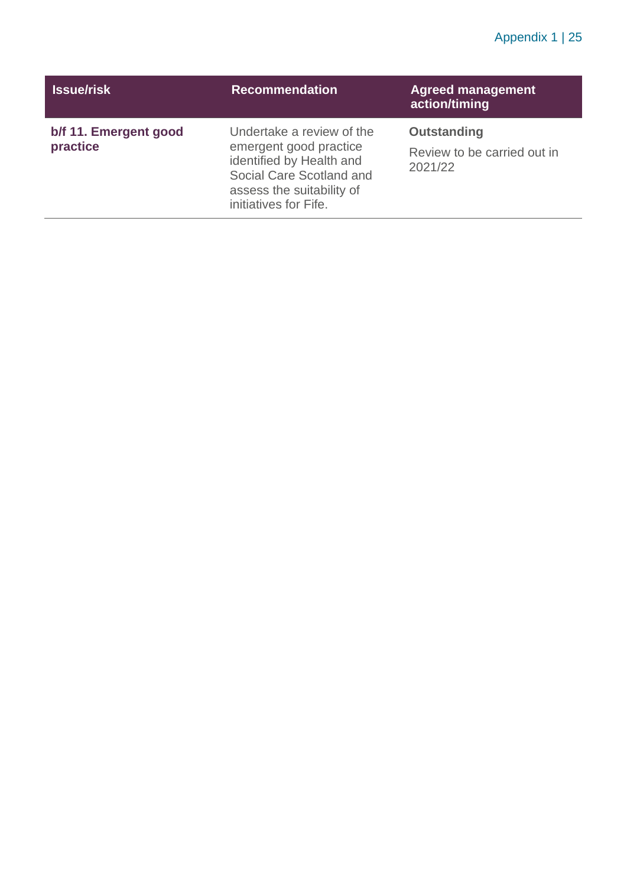| Issue/risk | Recommendation | Agreed management action/timing |
|---|---|---|
| **b/f 11. Emergent good practice** | Undertake a review of the emergent good practice identified by Health and Social Care Scotland and assess the suitability of initiatives for Fife. | **Outstanding**<br><br>Review to be carried out in 2021/22 |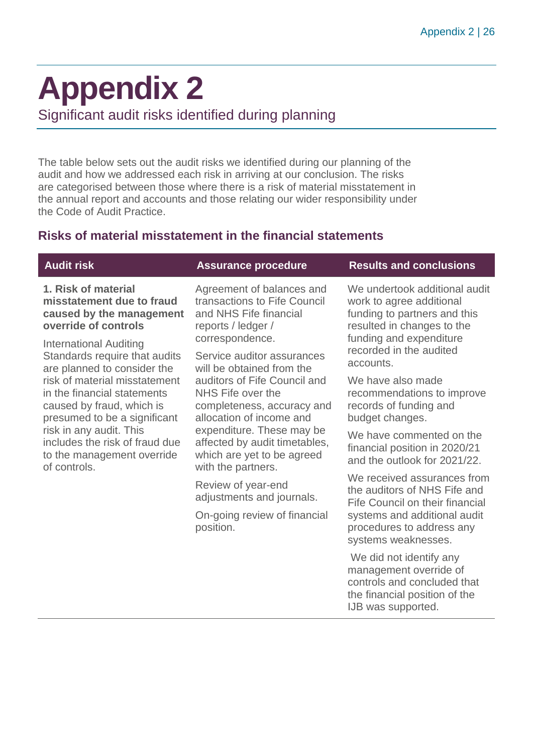# Appendix 2

Significant audit risks identified during planning

The table below sets out the audit risks we identified during our planning of the audit and how we addressed each risk in arriving at our conclusion. The risks are categorised between those where there is a risk of material misstatement in the annual report and accounts and those relating our wider responsibility under the Code of Audit Practice.

## Risks of material misstatement in the financial statements

| Audit risk | Assurance procedure | Results and conclusions |
|---|---|---|
| **1. Risk of material misstatement due to fraud caused by the management override of controls**<br><br>International Auditing Standards require that audits are planned to consider the risk of material misstatement in the financial statements caused by fraud, which is presumed to be a significant risk in any audit. This includes the risk of fraud due to the management override of controls. | Agreement of balances and transactions to Fife Council and NHS Fife financial reports / ledger / correspondence.<br><br>Service auditor assurances will be obtained from the auditors of Fife Council and NHS Fife over the completeness, accuracy and allocation of income and expenditure. These may be affected by audit timetables, which are yet to be agreed with the partners.<br><br>Review of year-end adjustments and journals.<br><br>On-going review of financial position. | We undertook additional audit work to agree additional funding to partners and this resulted in changes to the funding and expenditure recorded in the audited accounts.<br><br>We have also made recommendations to improve records of funding and budget changes.<br><br>We have commented on the financial position in 2020/21 and the outlook for 2021/22.<br><br>We received assurances from the auditors of NHS Fife and Fife Council on their financial systems and additional audit procedures to address any systems weaknesses.<br><br>We did not identify any management override of controls and concluded that the financial position of the IJB was supported. |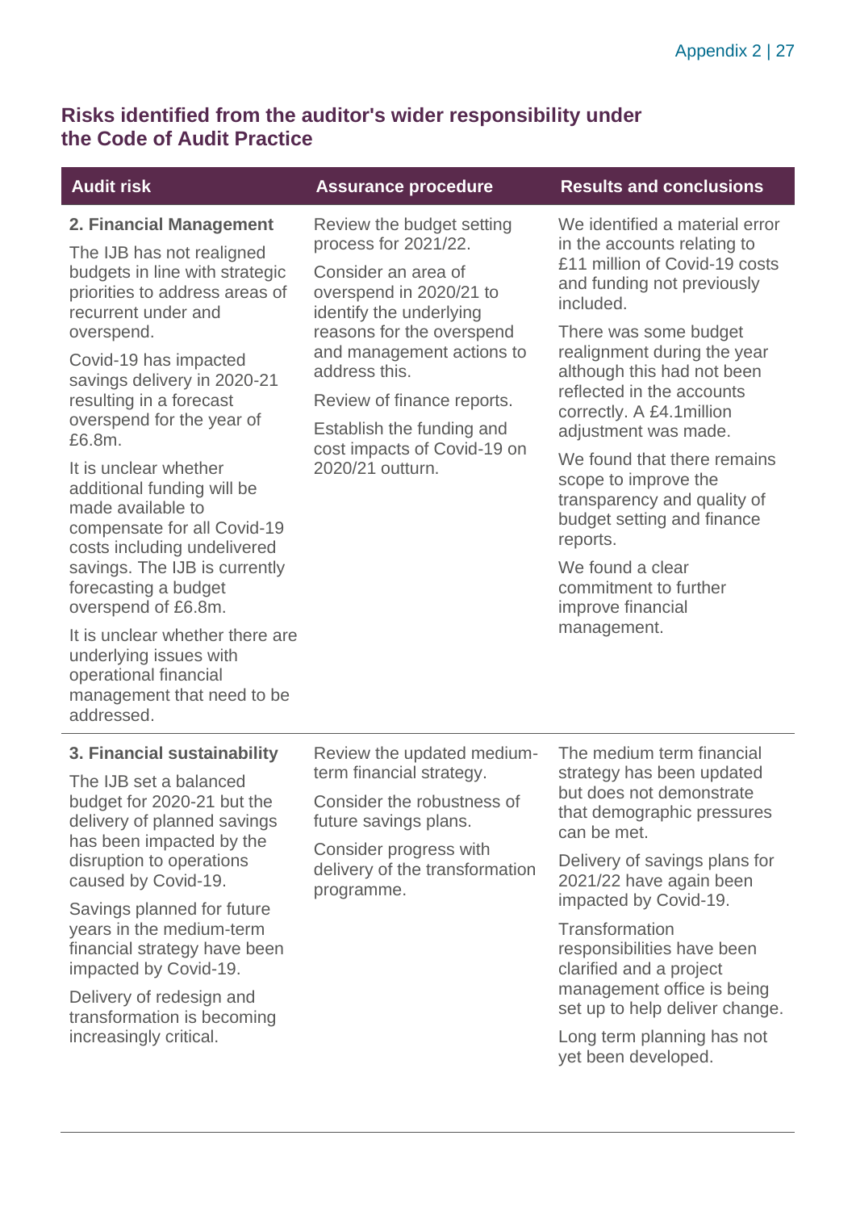## Risks identified from the auditor's wider responsibility under the Code of Audit Practice

| Audit risk | Assurance procedure | Results and conclusions |
|---|---|---|
| **2. Financial Management**<br><br>The IJB has not realigned budgets in line with strategic priorities to address areas of recurrent under and overspend.<br><br>Covid-19 has impacted savings delivery in 2020-21 resulting in a forecast overspend for the year of £6.8m.<br><br>It is unclear whether additional funding will be made available to compensate for all Covid-19 costs including undelivered savings. The IJB is currently forecasting a budget overspend of £6.8m.<br><br>It is unclear whether there are underlying issues with operational financial management that need to be addressed. | Review the budget setting process for 2021/22.<br><br>Consider an area of overspend in 2020/21 to identify the underlying reasons for the overspend and management actions to address this.<br><br>Review of finance reports.<br><br>Establish the funding and cost impacts of Covid-19 on 2020/21 outturn. | We identified a material error in the accounts relating to £11 million of Covid-19 costs and funding not previously included.<br><br>There was some budget realignment during the year although this had not been reflected in the accounts correctly. A £4.1million adjustment was made.<br><br>We found that there remains scope to improve the transparency and quality of budget setting and finance reports.<br><br>We found a clear commitment to further improve financial management. |
| **3. Financial sustainability**<br><br>The IJB set a balanced budget for 2020-21 but the delivery of planned savings has been impacted by the disruption to operations caused by Covid-19.<br><br>Savings planned for future years in the medium-term financial strategy have been impacted by Covid-19.<br><br>Delivery of redesign and transformation is becoming increasingly critical. | Review the updated medium-term financial strategy.<br><br>Consider the robustness of future savings plans.<br><br>Consider progress with delivery of the transformation programme. | The medium term financial strategy has been updated but does not demonstrate that demographic pressures can be met.<br><br>Delivery of savings plans for 2021/22 have again been impacted by Covid-19.<br><br>Transformation responsibilities have been clarified and a project management office is being set up to help deliver change.<br><br>Long term planning has not yet been developed. |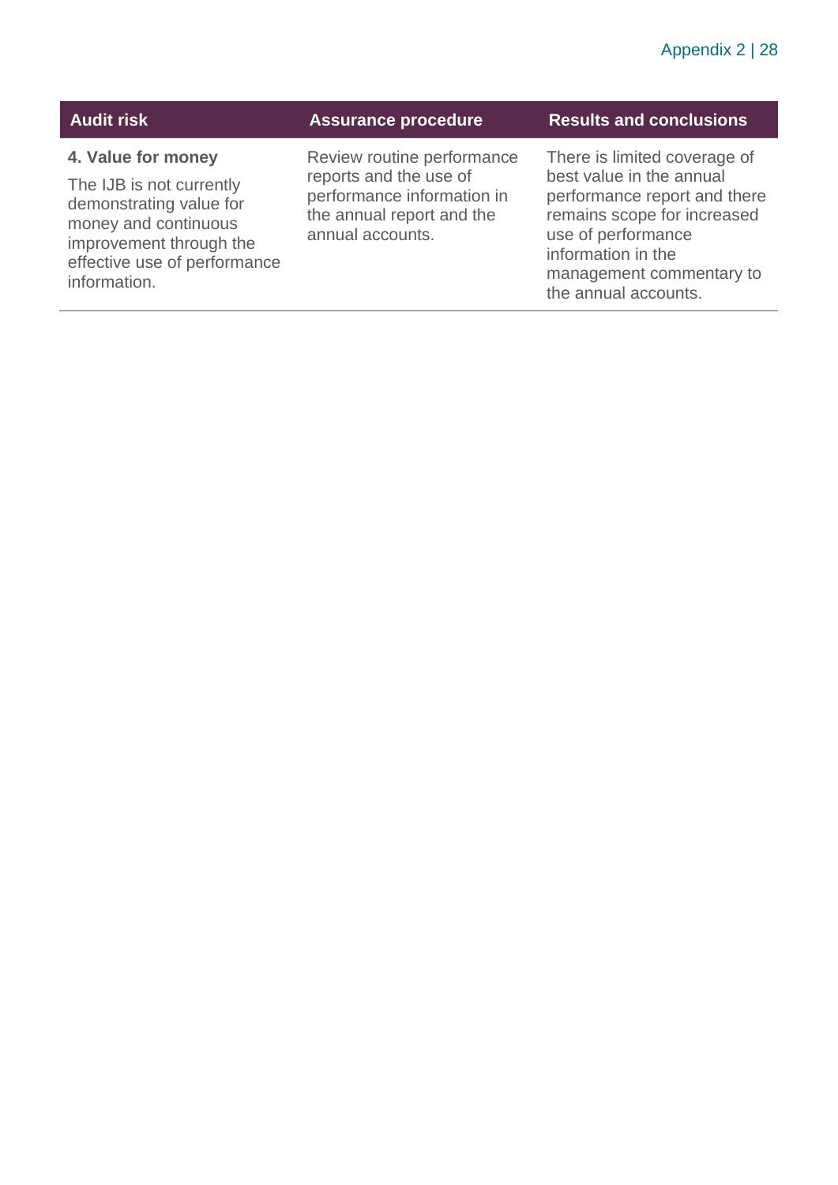| Audit risk | Assurance procedure | Results and conclusions |
| --- | --- | --- |
| **4. Value for money**<br>The IJB is not currently demonstrating value for money and continuous improvement through the effective use of performance information. | Review routine performance reports and the use of performance information in the annual report and the annual accounts. | There is limited coverage of best value in the annual performance report and there remains scope for increased use of performance information in the management commentary to the annual accounts. |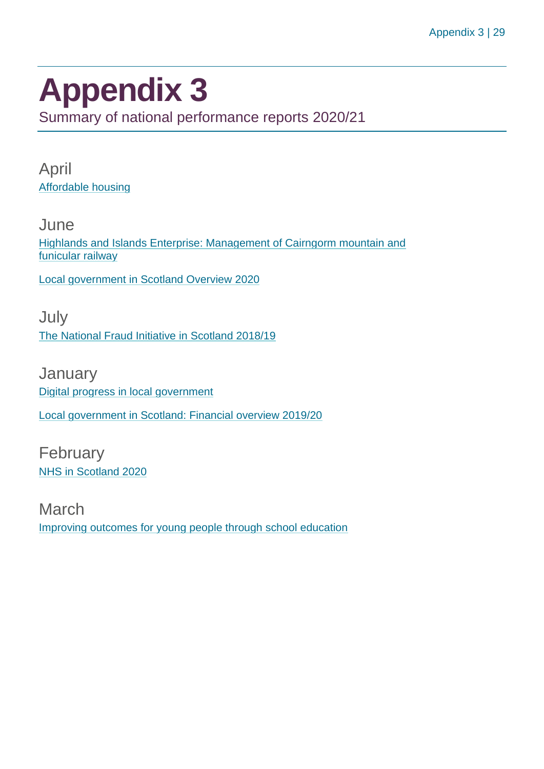# Appendix 3

Summary of national performance reports 2020/21

## April

Affordable housing

## June

Highlands and Islands Enterprise: Management of Cairngorm mountain and funicular railway

Local government in Scotland Overview 2020

## July

The National Fraud Initiative in Scotland 2018/19

## January

Digital progress in local government

Local government in Scotland: Financial overview 2019/20

## February

NHS in Scotland 2020

## March

Improving outcomes for young people through school education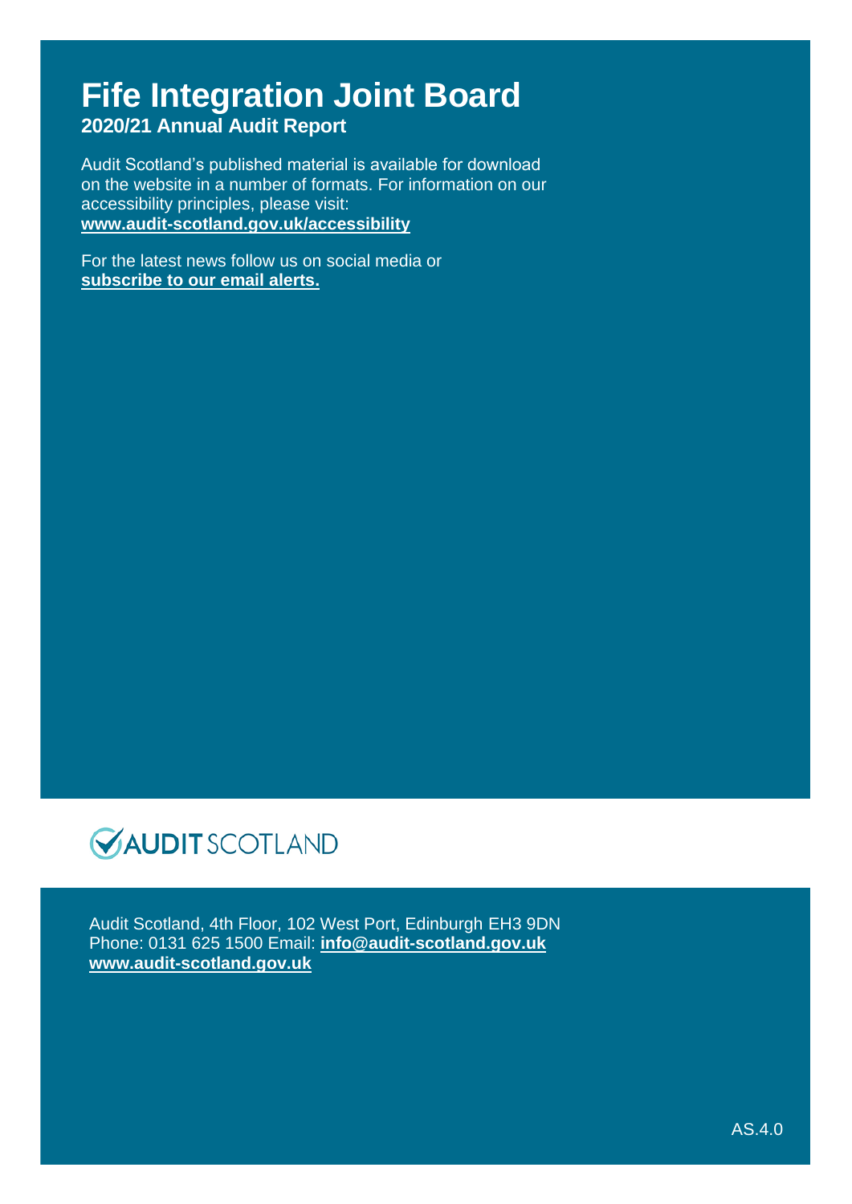# Fife Integration Joint Board

## 2020/21 Annual Audit Report

Audit Scotland's published material is available for download on the website in a number of formats. For information on our accessibility principles, please visit:
**www.audit-scotland.gov.uk/accessibility**

For the latest news follow us on social media or **subscribe to our email alerts.**

AUDIT SCOTLAND

Audit Scotland, 4th Floor, 102 West Port, Edinburgh EH3 9DN
Phone: 0131 625 1500 Email: **info@audit-scotland.gov.uk**
**www.audit-scotland.gov.uk**

AS.4.0